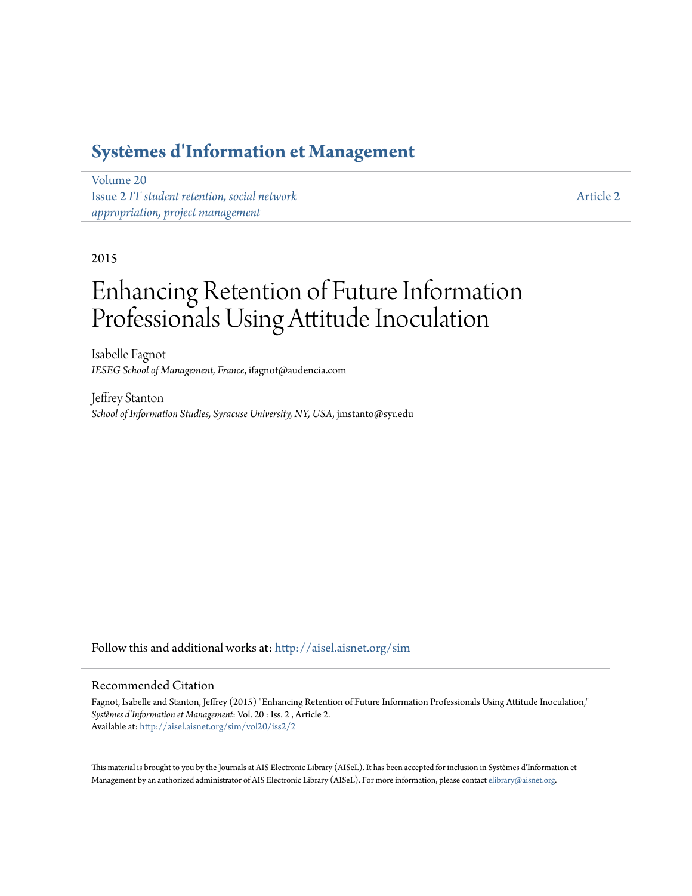# Systèmes d'Information et Management

Volume 20
Issue 2 *IT student retention, social network appropriation, project management*

Article 2

2015

# Enhancing Retention of Future Information Professionals Using Attitude Inoculation

Isabelle Fagnot
*IESEG School of Management, France*, ifagnot@audencia.com

Jeffrey Stanton
*School of Information Studies, Syracuse University, NY, USA*, jmstanto@syr.edu

Follow this and additional works at: http://aisel.aisnet.org/sim

## Recommended Citation

Fagnot, Isabelle and Stanton, Jeffrey (2015) "Enhancing Retention of Future Information Professionals Using Attitude Inoculation," *Systèmes d'Information et Management*: Vol. 20 : Iss. 2 , Article 2.
Available at: http://aisel.aisnet.org/sim/vol20/iss2/2

This material is brought to you by the Journals at AIS Electronic Library (AISeL). It has been accepted for inclusion in Systèmes d'Information et Management by an authorized administrator of AIS Electronic Library (AISeL). For more information, please contact elibrary@aisnet.org.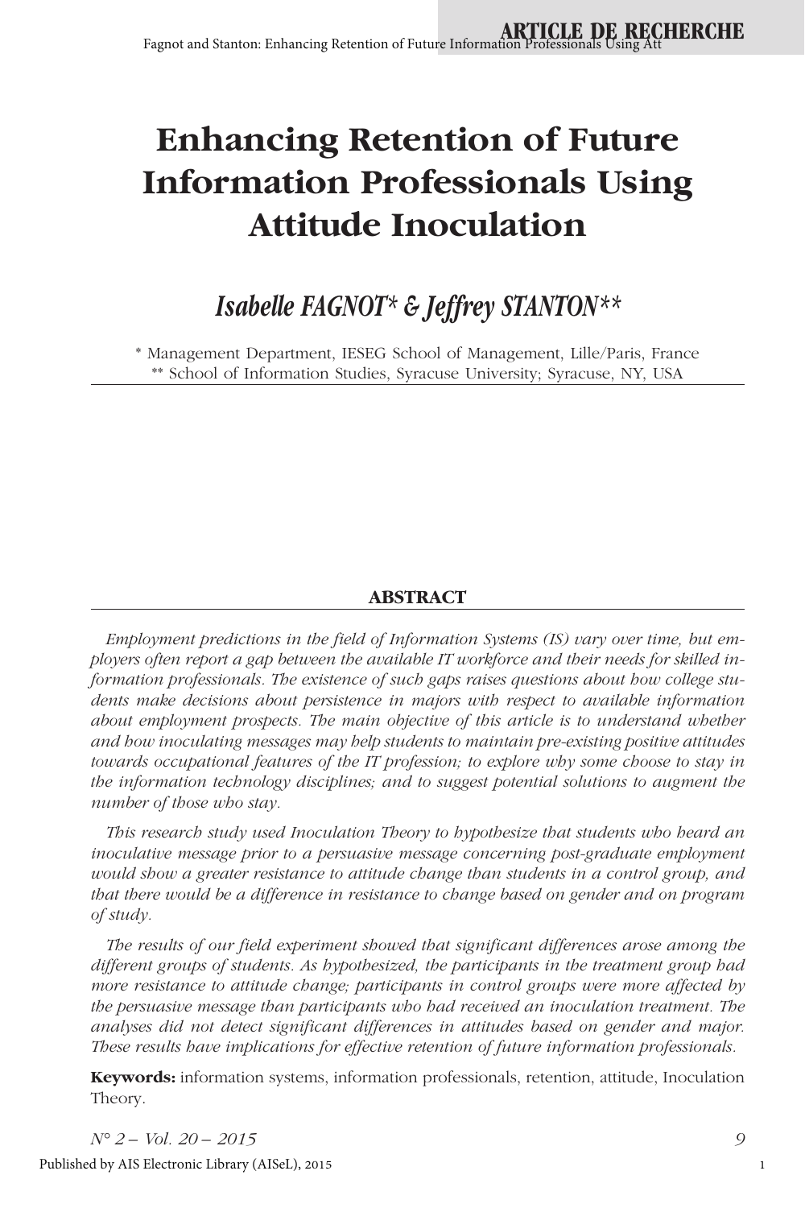# Enhancing Retention of Future Information Professionals Using Attitude Inoculation

## *Isabelle FAGNOT\* & Jeffrey STANTON\*\**

\* Management Department, IESEG School of Management, Lille/Paris, France
\*\* School of Information Studies, Syracuse University; Syracuse, NY, USA

### ABSTRACT

*Employment predictions in the field of Information Systems (IS) vary over time, but employers often report a gap between the available IT workforce and their needs for skilled information professionals. The existence of such gaps raises questions about how college students make decisions about persistence in majors with respect to available information about employment prospects. The main objective of this article is to understand whether and how inoculating messages may help students to maintain pre-existing positive attitudes towards occupational features of the IT profession; to explore why some choose to stay in the information technology disciplines; and to suggest potential solutions to augment the number of those who stay.*

*This research study used Inoculation Theory to hypothesize that students who heard an inoculative message prior to a persuasive message concerning post-graduate employment would show a greater resistance to attitude change than students in a control group, and that there would be a difference in resistance to change based on gender and on program of study.*

*The results of our field experiment showed that significant differences arose among the different groups of students. As hypothesized, the participants in the treatment group had more resistance to attitude change; participants in control groups were more affected by the persuasive message than participants who had received an inoculation treatment. The analyses did not detect significant differences in attitudes based on gender and major. These results have implications for effective retention of future information professionals.*

**Keywords:** information systems, information professionals, retention, attitude, Inoculation Theory.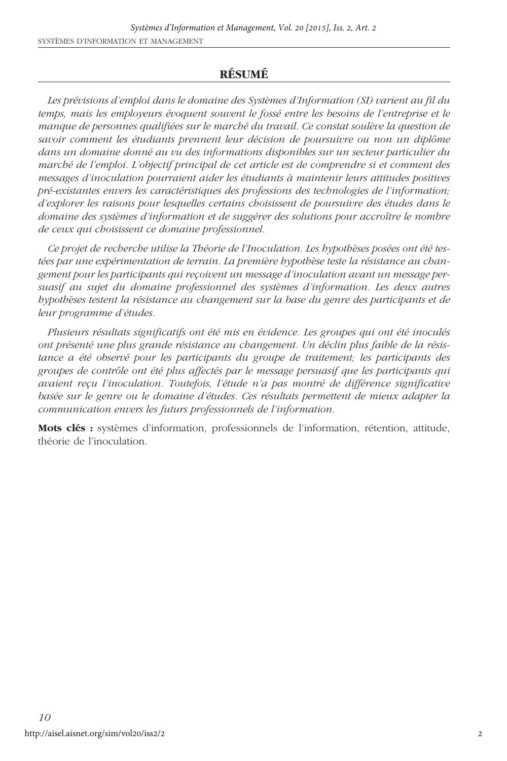## RÉSUMÉ

*Les prévisions d'emploi dans le domaine des Systèmes d'Information (SI) varient au fil du temps, mais les employeurs évoquent souvent le fossé entre les besoins de l'entreprise et le manque de personnes qualifiées sur le marché du travail. Ce constat soulève la question de savoir comment les étudiants prennent leur décision de poursuivre ou non un diplôme dans un domaine donné au vu des informations disponibles sur un secteur particulier du marché de l'emploi. L'objectif principal de cet article est de comprendre si et comment des messages d'inoculation pourraient aider les étudiants à maintenir leurs attitudes positives pré-existantes envers les caractéristiques des professions des technologies de l'information; d'explorer les raisons pour lesquelles certains choisissent de poursuivre des études dans le domaine des systèmes d'information et de suggérer des solutions pour accroître le nombre de ceux qui choisissent ce domaine professionnel.*

*Ce projet de recherche utilise la Théorie de l'Inoculation. Les hypothèses posées ont été testées par une expérimentation de terrain. La première hypothèse teste la résistance au changement pour les participants qui reçoivent un message d'inoculation avant un message persuasif au sujet du domaine professionnel des systèmes d'information. Les deux autres hypothèses testent la résistance au changement sur la base du genre des participants et de leur programme d'études.*

*Plusieurs résultats significatifs ont été mis en évidence. Les groupes qui ont été inoculés ont présenté une plus grande résistance au changement. Un déclin plus faible de la résistance a été observé pour les participants du groupe de traitement; les participants des groupes de contrôle ont été plus affectés par le message persuasif que les participants qui avaient reçu l'inoculation. Toutefois, l'étude n'a pas montré de différence significative basée sur le genre ou le domaine d'études. Ces résultats permettent de mieux adapter la communication envers les futurs professionnels de l'information.*

**Mots clés :** systèmes d'information, professionnels de l'information, rétention, attitude, théorie de l'inoculation.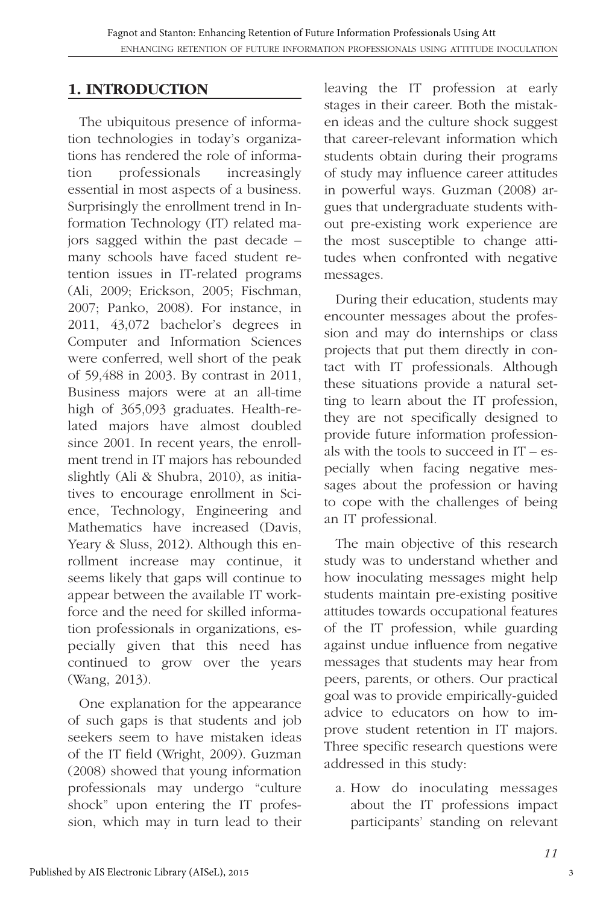## 1. INTRODUCTION

The ubiquitous presence of information technologies in today's organizations has rendered the role of information professionals increasingly essential in most aspects of a business. Surprisingly the enrollment trend in Information Technology (IT) related majors sagged within the past decade – many schools have faced student retention issues in IT-related programs (Ali, 2009; Erickson, 2005; Fischman, 2007; Panko, 2008). For instance, in 2011, 43,072 bachelor's degrees in Computer and Information Sciences were conferred, well short of the peak of 59,488 in 2003. By contrast in 2011, Business majors were at an all-time high of 365,093 graduates. Health-related majors have almost doubled since 2001. In recent years, the enrollment trend in IT majors has rebounded slightly (Ali & Shubra, 2010), as initiatives to encourage enrollment in Science, Technology, Engineering and Mathematics have increased (Davis, Yeary & Sluss, 2012). Although this enrollment increase may continue, it seems likely that gaps will continue to appear between the available IT workforce and the need for skilled information professionals in organizations, especially given that this need has continued to grow over the years (Wang, 2013).

One explanation for the appearance of such gaps is that students and job seekers seem to have mistaken ideas of the IT field (Wright, 2009). Guzman (2008) showed that young information professionals may undergo "culture shock" upon entering the IT profession, which may in turn lead to their leaving the IT profession at early stages in their career. Both the mistaken ideas and the culture shock suggest that career-relevant information which students obtain during their programs of study may influence career attitudes in powerful ways. Guzman (2008) argues that undergraduate students without pre-existing work experience are the most susceptible to change attitudes when confronted with negative messages.

During their education, students may encounter messages about the profession and may do internships or class projects that put them directly in contact with IT professionals. Although these situations provide a natural setting to learn about the IT profession, they are not specifically designed to provide future information professionals with the tools to succeed in IT – especially when facing negative messages about the profession or having to cope with the challenges of being an IT professional.

The main objective of this research study was to understand whether and how inoculating messages might help students maintain pre-existing positive attitudes towards occupational features of the IT profession, while guarding against undue influence from negative messages that students may hear from peers, parents, or others. Our practical goal was to provide empirically-guided advice to educators on how to improve student retention in IT majors. Three specific research questions were addressed in this study:

a. How do inoculating messages about the IT professions impact participants' standing on relevant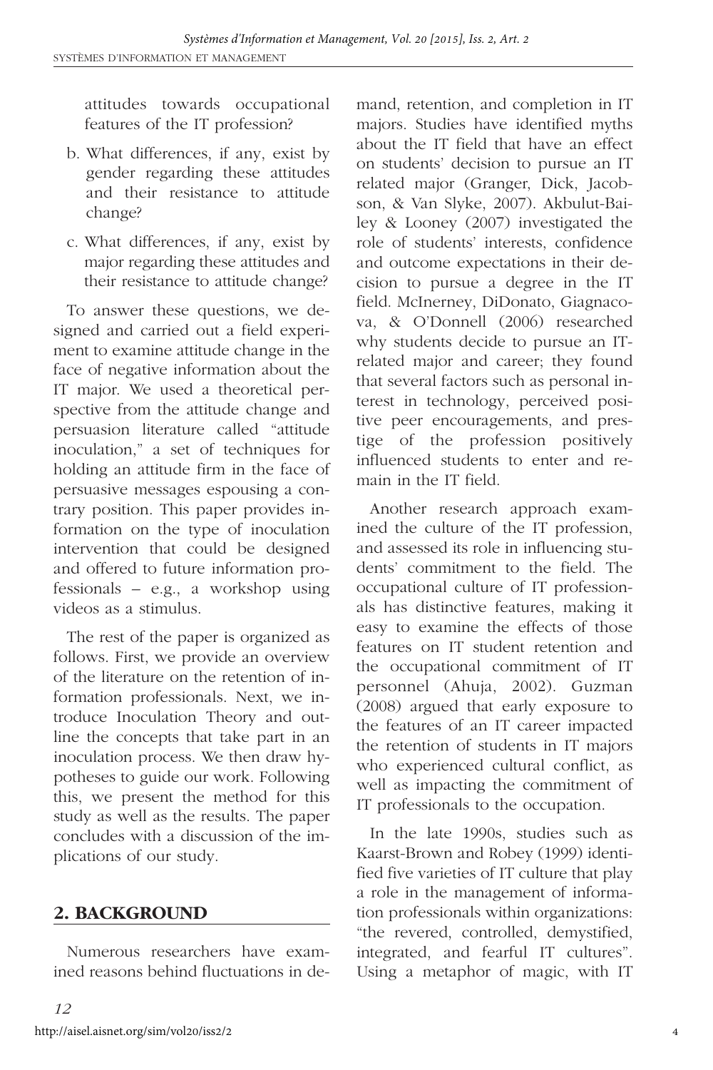attitudes towards occupational features of the IT profession?

b. What differences, if any, exist by gender regarding these attitudes and their resistance to attitude change?

c. What differences, if any, exist by major regarding these attitudes and their resistance to attitude change?

To answer these questions, we designed and carried out a field experiment to examine attitude change in the face of negative information about the IT major. We used a theoretical perspective from the attitude change and persuasion literature called "attitude inoculation," a set of techniques for holding an attitude firm in the face of persuasive messages espousing a contrary position. This paper provides information on the type of inoculation intervention that could be designed and offered to future information professionals – e.g., a workshop using videos as a stimulus.

The rest of the paper is organized as follows. First, we provide an overview of the literature on the retention of information professionals. Next, we introduce Inoculation Theory and outline the concepts that take part in an inoculation process. We then draw hypotheses to guide our work. Following this, we present the method for this study as well as the results. The paper concludes with a discussion of the implications of our study.

## 2. BACKGROUND

Numerous researchers have examined reasons behind fluctuations in demand, retention, and completion in IT majors. Studies have identified myths about the IT field that have an effect on students' decision to pursue an IT related major (Granger, Dick, Jacobson, & Van Slyke, 2007). Akbulut-Bailey & Looney (2007) investigated the role of students' interests, confidence and outcome expectations in their decision to pursue a degree in the IT field. McInerney, DiDonato, Giagnacova, & O'Donnell (2006) researched why students decide to pursue an IT-related major and career; they found that several factors such as personal interest in technology, perceived positive peer encouragements, and prestige of the profession positively influenced students to enter and remain in the IT field.

Another research approach examined the culture of the IT profession, and assessed its role in influencing students' commitment to the field. The occupational culture of IT professionals has distinctive features, making it easy to examine the effects of those features on IT student retention and the occupational commitment of IT personnel (Ahuja, 2002). Guzman (2008) argued that early exposure to the features of an IT career impacted the retention of students in IT majors who experienced cultural conflict, as well as impacting the commitment of IT professionals to the occupation.

In the late 1990s, studies such as Kaarst-Brown and Robey (1999) identified five varieties of IT culture that play a role in the management of information professionals within organizations: "the revered, controlled, demystified, integrated, and fearful IT cultures". Using a metaphor of magic, with IT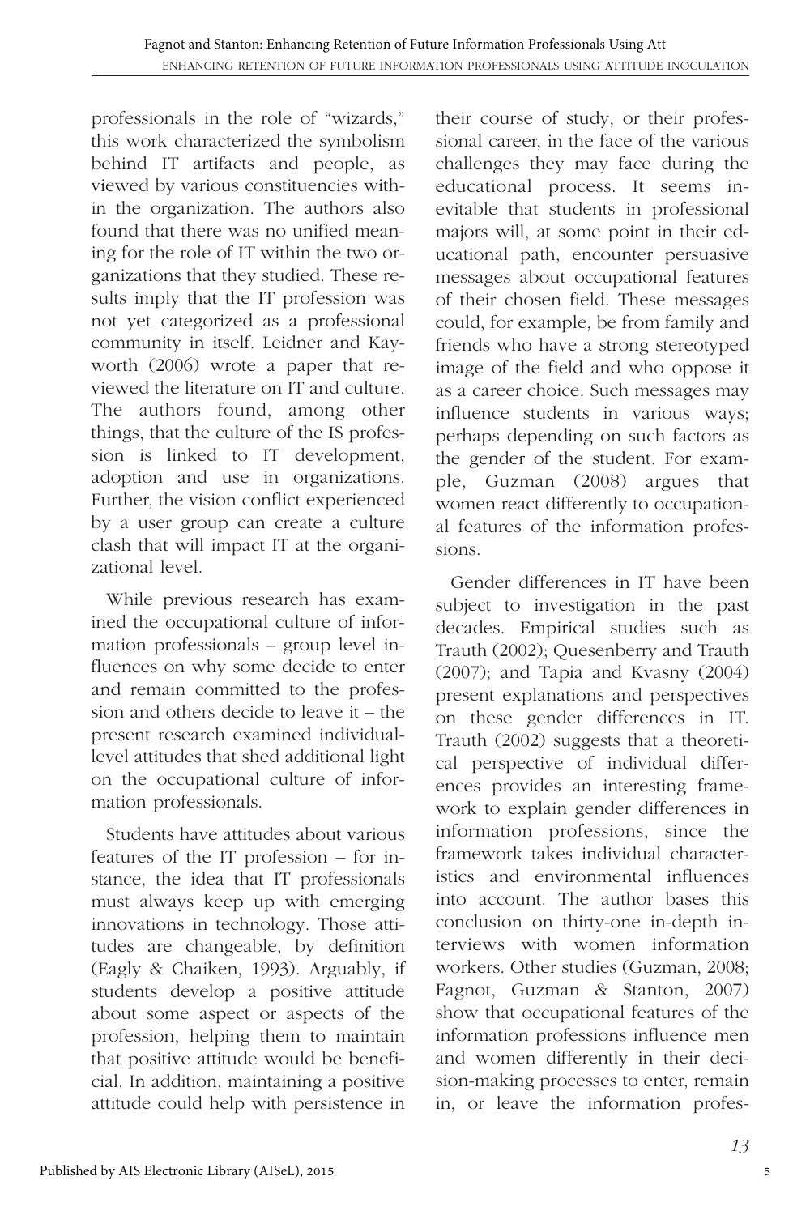professionals in the role of "wizards," this work characterized the symbolism behind IT artifacts and people, as viewed by various constituencies within the organization. The authors also found that there was no unified meaning for the role of IT within the two organizations that they studied. These results imply that the IT profession was not yet categorized as a professional community in itself. Leidner and Kayworth (2006) wrote a paper that reviewed the literature on IT and culture. The authors found, among other things, that the culture of the IS profession is linked to IT development, adoption and use in organizations. Further, the vision conflict experienced by a user group can create a culture clash that will impact IT at the organizational level.

While previous research has examined the occupational culture of information professionals – group level influences on why some decide to enter and remain committed to the profession and others decide to leave it – the present research examined individual-level attitudes that shed additional light on the occupational culture of information professionals.

Students have attitudes about various features of the IT profession – for instance, the idea that IT professionals must always keep up with emerging innovations in technology. Those attitudes are changeable, by definition (Eagly & Chaiken, 1993). Arguably, if students develop a positive attitude about some aspect or aspects of the profession, helping them to maintain that positive attitude would be beneficial. In addition, maintaining a positive attitude could help with persistence in their course of study, or their professional career, in the face of the various challenges they may face during the educational process. It seems inevitable that students in professional majors will, at some point in their educational path, encounter persuasive messages about occupational features of their chosen field. These messages could, for example, be from family and friends who have a strong stereotyped image of the field and who oppose it as a career choice. Such messages may influence students in various ways; perhaps depending on such factors as the gender of the student. For example, Guzman (2008) argues that women react differently to occupational features of the information professions.

Gender differences in IT have been subject to investigation in the past decades. Empirical studies such as Trauth (2002); Quesenberry and Trauth (2007); and Tapia and Kvasny (2004) present explanations and perspectives on these gender differences in IT. Trauth (2002) suggests that a theoretical perspective of individual differences provides an interesting framework to explain gender differences in information professions, since the framework takes individual characteristics and environmental influences into account. The author bases this conclusion on thirty-one in-depth interviews with women information workers. Other studies (Guzman, 2008; Fagnot, Guzman & Stanton, 2007) show that occupational features of the information professions influence men and women differently in their decision-making processes to enter, remain in, or leave the information profes-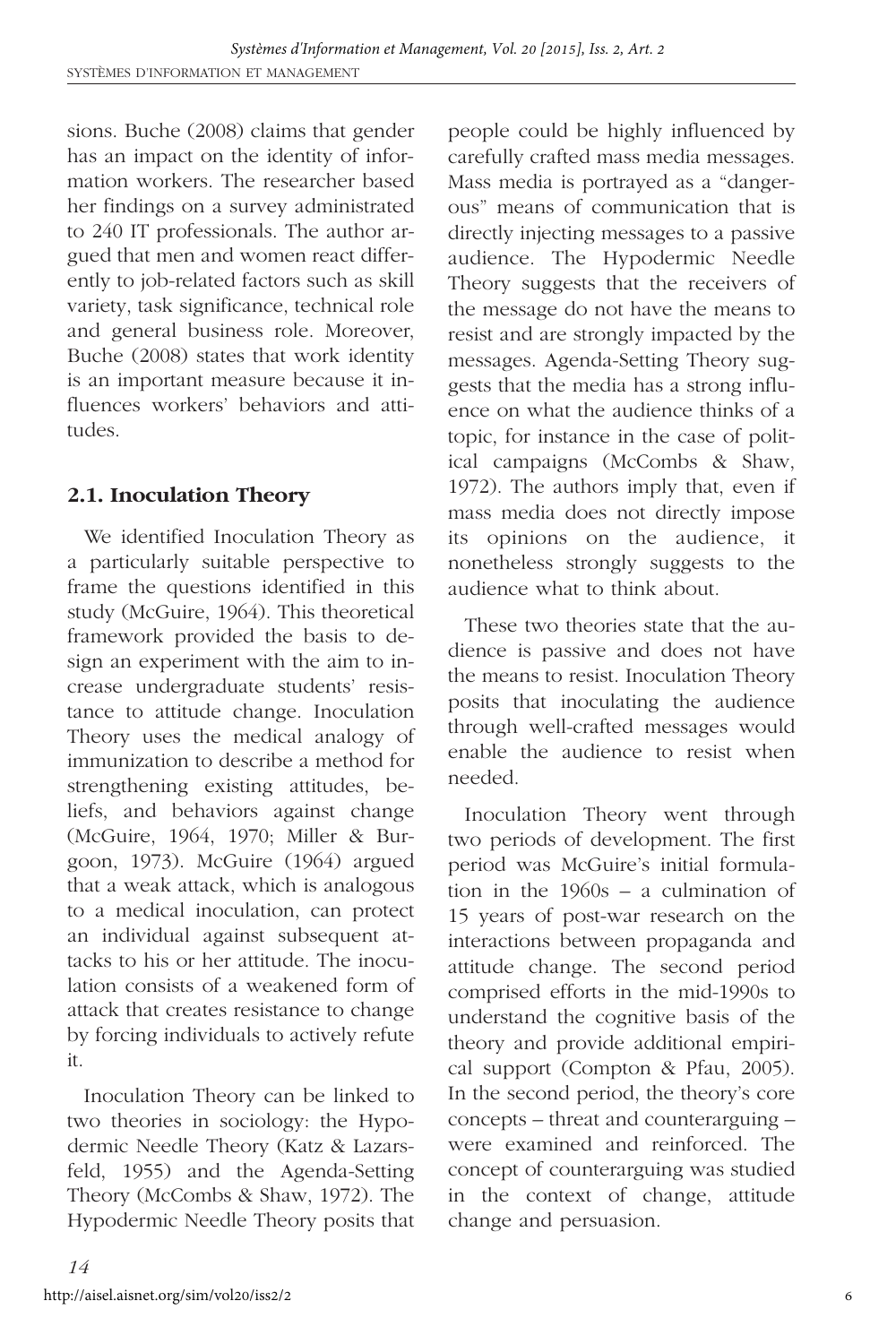sions. Buche (2008) claims that gender has an impact on the identity of information workers. The researcher based her findings on a survey administrated to 240 IT professionals. The author argued that men and women react differently to job-related factors such as skill variety, task significance, technical role and general business role. Moreover, Buche (2008) states that work identity is an important measure because it influences workers' behaviors and attitudes.

## 2.1. Inoculation Theory

We identified Inoculation Theory as a particularly suitable perspective to frame the questions identified in this study (McGuire, 1964). This theoretical framework provided the basis to design an experiment with the aim to increase undergraduate students' resistance to attitude change. Inoculation Theory uses the medical analogy of immunization to describe a method for strengthening existing attitudes, beliefs, and behaviors against change (McGuire, 1964, 1970; Miller & Burgoon, 1973). McGuire (1964) argued that a weak attack, which is analogous to a medical inoculation, can protect an individual against subsequent attacks to his or her attitude. The inoculation consists of a weakened form of attack that creates resistance to change by forcing individuals to actively refute it.

Inoculation Theory can be linked to two theories in sociology: the Hypodermic Needle Theory (Katz & Lazarsfeld, 1955) and the Agenda-Setting Theory (McCombs & Shaw, 1972). The Hypodermic Needle Theory posits that people could be highly influenced by carefully crafted mass media messages. Mass media is portrayed as a "dangerous" means of communication that is directly injecting messages to a passive audience. The Hypodermic Needle Theory suggests that the receivers of the message do not have the means to resist and are strongly impacted by the messages. Agenda-Setting Theory suggests that the media has a strong influence on what the audience thinks of a topic, for instance in the case of political campaigns (McCombs & Shaw, 1972). The authors imply that, even if mass media does not directly impose its opinions on the audience, it nonetheless strongly suggests to the audience what to think about.

These two theories state that the audience is passive and does not have the means to resist. Inoculation Theory posits that inoculating the audience through well-crafted messages would enable the audience to resist when needed.

Inoculation Theory went through two periods of development. The first period was McGuire's initial formulation in the 1960s – a culmination of 15 years of post-war research on the interactions between propaganda and attitude change. The second period comprised efforts in the mid-1990s to understand the cognitive basis of the theory and provide additional empirical support (Compton & Pfau, 2005). In the second period, the theory's core concepts – threat and counterarguing – were examined and reinforced. The concept of counterarguing was studied in the context of change, attitude change and persuasion.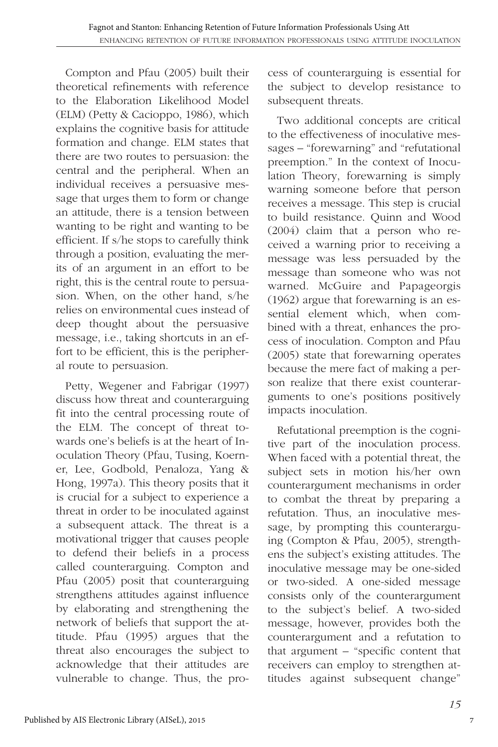Compton and Pfau (2005) built their theoretical refinements with reference to the Elaboration Likelihood Model (ELM) (Petty & Cacioppo, 1986), which explains the cognitive basis for attitude formation and change. ELM states that there are two routes to persuasion: the central and the peripheral. When an individual receives a persuasive message that urges them to form or change an attitude, there is a tension between wanting to be right and wanting to be efficient. If s/he stops to carefully think through a position, evaluating the merits of an argument in an effort to be right, this is the central route to persuasion. When, on the other hand, s/he relies on environmental cues instead of deep thought about the persuasive message, i.e., taking shortcuts in an effort to be efficient, this is the peripheral route to persuasion.

Petty, Wegener and Fabrigar (1997) discuss how threat and counterarguing fit into the central processing route of the ELM. The concept of threat towards one's beliefs is at the heart of Inoculation Theory (Pfau, Tusing, Koerner, Lee, Godbold, Penaloza, Yang & Hong, 1997a). This theory posits that it is crucial for a subject to experience a threat in order to be inoculated against a subsequent attack. The threat is a motivational trigger that causes people to defend their beliefs in a process called counterarguing. Compton and Pfau (2005) posit that counterarguing strengthens attitudes against influence by elaborating and strengthening the network of beliefs that support the attitude. Pfau (1995) argues that the threat also encourages the subject to acknowledge that their attitudes are vulnerable to change. Thus, the process of counterarguing is essential for the subject to develop resistance to subsequent threats.

Two additional concepts are critical to the effectiveness of inoculative messages – "forewarning" and "refutational preemption." In the context of Inoculation Theory, forewarning is simply warning someone before that person receives a message. This step is crucial to build resistance. Quinn and Wood (2004) claim that a person who received a warning prior to receiving a message was less persuaded by the message than someone who was not warned. McGuire and Papageorgis (1962) argue that forewarning is an essential element which, when combined with a threat, enhances the process of inoculation. Compton and Pfau (2005) state that forewarning operates because the mere fact of making a person realize that there exist counterarguments to one's positions positively impacts inoculation.

Refutational preemption is the cognitive part of the inoculation process. When faced with a potential threat, the subject sets in motion his/her own counterargument mechanisms in order to combat the threat by preparing a refutation. Thus, an inoculative message, by prompting this counterarguing (Compton & Pfau, 2005), strengthens the subject's existing attitudes. The inoculative message may be one-sided or two-sided. A one-sided message consists only of the counterargument to the subject's belief. A two-sided message, however, provides both the counterargument and a refutation to that argument – "specific content that receivers can employ to strengthen attitudes against subsequent change"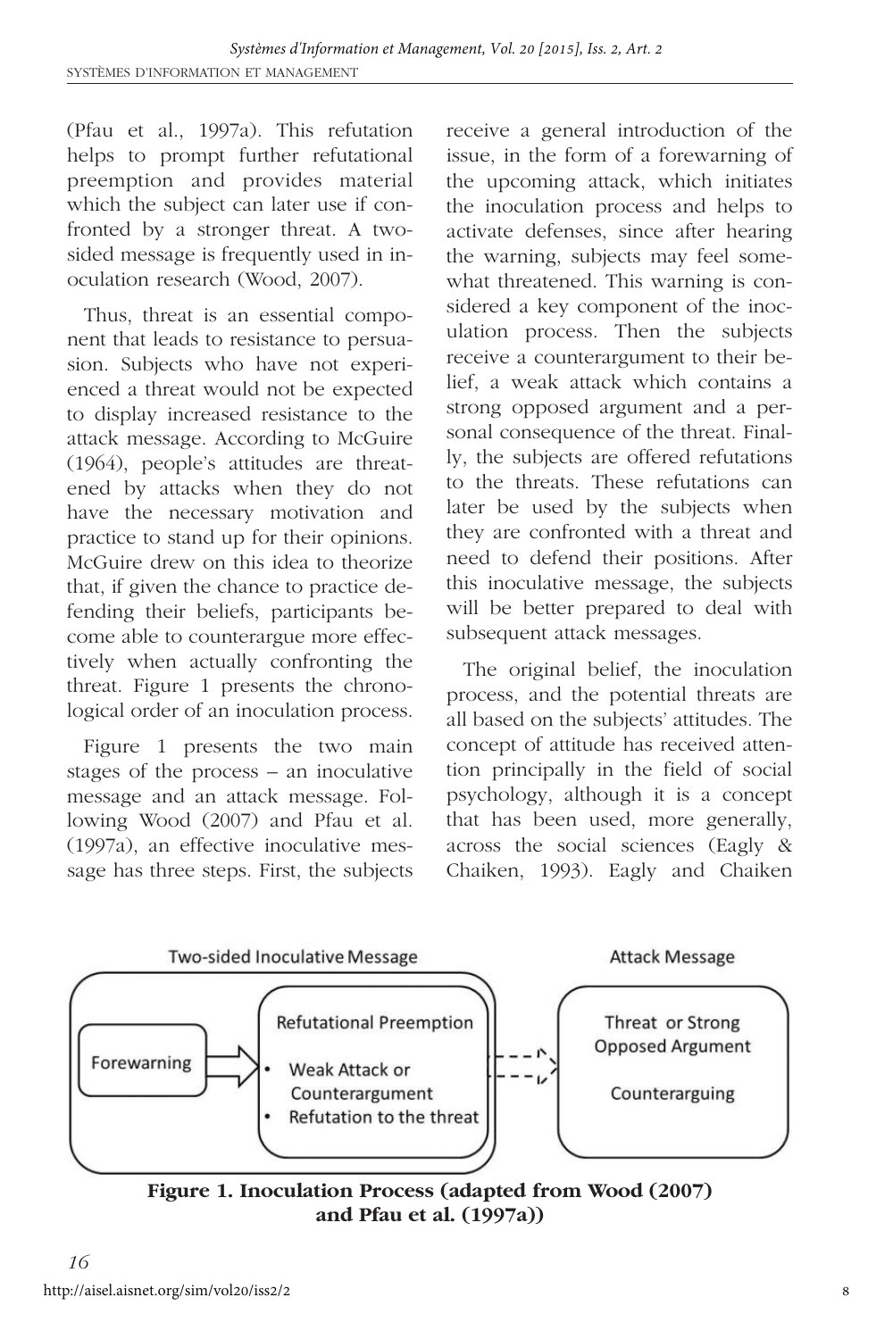(Pfau et al., 1997a). This refutation helps to prompt further refutational preemption and provides material which the subject can later use if confronted by a stronger threat. A two-sided message is frequently used in inoculation research (Wood, 2007).

Thus, threat is an essential component that leads to resistance to persuasion. Subjects who have not experienced a threat would not be expected to display increased resistance to the attack message. According to McGuire (1964), people's attitudes are threatened by attacks when they do not have the necessary motivation and practice to stand up for their opinions. McGuire drew on this idea to theorize that, if given the chance to practice defending their beliefs, participants become able to counterargue more effectively when actually confronting the threat. Figure 1 presents the chronological order of an inoculation process.

Figure 1 presents the two main stages of the process – an inoculative message and an attack message. Following Wood (2007) and Pfau et al. (1997a), an effective inoculative message has three steps. First, the subjects receive a general introduction of the issue, in the form of a forewarning of the upcoming attack, which initiates the inoculation process and helps to activate defenses, since after hearing the warning, subjects may feel somewhat threatened. This warning is considered a key component of the inoculation process. Then the subjects receive a counterargument to their belief, a weak attack which contains a strong opposed argument and a personal consequence of the threat. Finally, the subjects are offered refutations to the threats. These refutations can later be used by the subjects when they are confronted with a threat and need to defend their positions. After this inoculative message, the subjects will be better prepared to deal with subsequent attack messages.

The original belief, the inoculation process, and the potential threats are all based on the subjects' attitudes. The concept of attitude has received attention principally in the field of social psychology, although it is a concept that has been used, more generally, across the social sciences (Eagly & Chaiken, 1993). Eagly and Chaiken

Two-sided Inoculative Message | Attack Message

Forewarning → Refutational Preemption
- Weak Attack or Counterargument
- Refutation to the threat

→ Threat or Strong Opposed Argument

Counterarguing

**Figure 1. Inoculation Process (adapted from Wood (2007) and Pfau et al. (1997a))**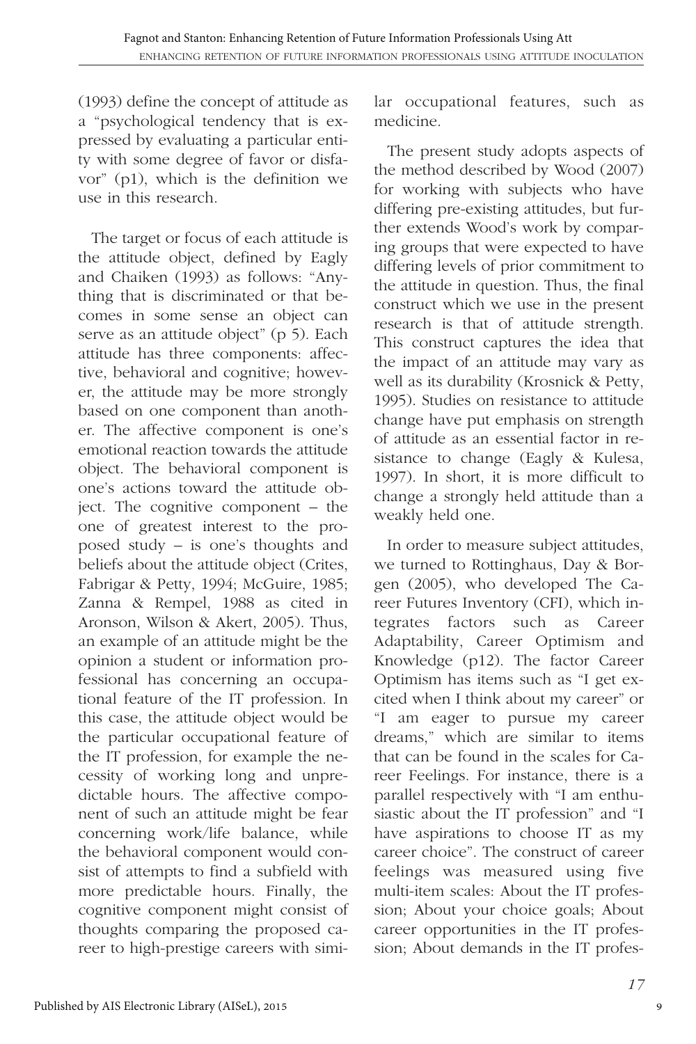(1993) define the concept of attitude as a "psychological tendency that is expressed by evaluating a particular entity with some degree of favor or disfavor" (p1), which is the definition we use in this research.

The target or focus of each attitude is the attitude object, defined by Eagly and Chaiken (1993) as follows: "Anything that is discriminated or that becomes in some sense an object can serve as an attitude object" (p 5). Each attitude has three components: affective, behavioral and cognitive; however, the attitude may be more strongly based on one component than another. The affective component is one's emotional reaction towards the attitude object. The behavioral component is one's actions toward the attitude object. The cognitive component – the one of greatest interest to the proposed study – is one's thoughts and beliefs about the attitude object (Crites, Fabrigar & Petty, 1994; McGuire, 1985; Zanna & Rempel, 1988 as cited in Aronson, Wilson & Akert, 2005). Thus, an example of an attitude might be the opinion a student or information professional has concerning an occupational feature of the IT profession. In this case, the attitude object would be the particular occupational feature of the IT profession, for example the necessity of working long and unpredictable hours. The affective component of such an attitude might be fear concerning work/life balance, while the behavioral component would consist of attempts to find a subfield with more predictable hours. Finally, the cognitive component might consist of thoughts comparing the proposed career to high-prestige careers with similar occupational features, such as medicine.

The present study adopts aspects of the method described by Wood (2007) for working with subjects who have differing pre-existing attitudes, but further extends Wood's work by comparing groups that were expected to have differing levels of prior commitment to the attitude in question. Thus, the final construct which we use in the present research is that of attitude strength. This construct captures the idea that the impact of an attitude may vary as well as its durability (Krosnick & Petty, 1995). Studies on resistance to attitude change have put emphasis on strength of attitude as an essential factor in resistance to change (Eagly & Kulesa, 1997). In short, it is more difficult to change a strongly held attitude than a weakly held one.

In order to measure subject attitudes, we turned to Rottinghaus, Day & Borgen (2005), who developed The Career Futures Inventory (CFI), which integrates factors such as Career Adaptability, Career Optimism and Knowledge (p12). The factor Career Optimism has items such as "I get excited when I think about my career" or "I am eager to pursue my career dreams," which are similar to items that can be found in the scales for Career Feelings. For instance, there is a parallel respectively with "I am enthusiastic about the IT profession" and "I have aspirations to choose IT as my career choice". The construct of career feelings was measured using five multi-item scales: About the IT profession; About your choice goals; About career opportunities in the IT profession; About demands in the IT profes-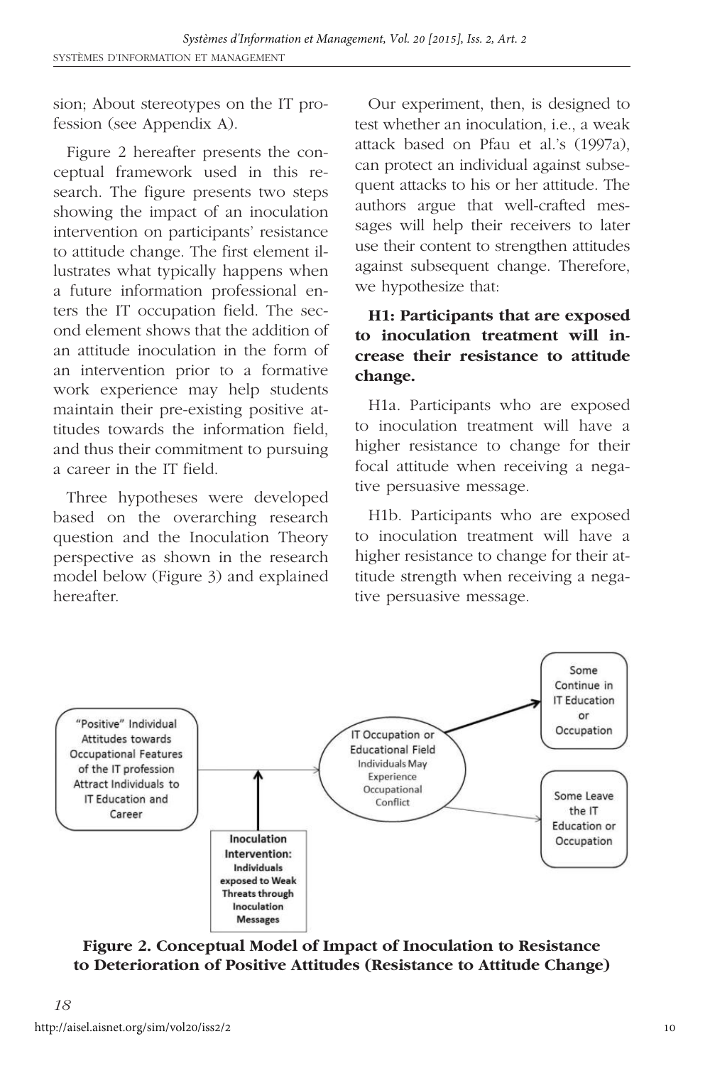sion; About stereotypes on the IT profession (see Appendix A).

Figure 2 hereafter presents the conceptual framework used in this research. The figure presents two steps showing the impact of an inoculation intervention on participants' resistance to attitude change. The first element illustrates what typically happens when a future information professional enters the IT occupation field. The second element shows that the addition of an attitude inoculation in the form of an intervention prior to a formative work experience may help students maintain their pre-existing positive attitudes towards the information field, and thus their commitment to pursuing a career in the IT field.

Three hypotheses were developed based on the overarching research question and the Inoculation Theory perspective as shown in the research model below (Figure 3) and explained hereafter.

Our experiment, then, is designed to test whether an inoculation, i.e., a weak attack based on Pfau et al.'s (1997a), can protect an individual against subsequent attacks to his or her attitude. The authors argue that well-crafted messages will help their receivers to later use their content to strengthen attitudes against subsequent change. Therefore, we hypothesize that:

**H1: Participants that are exposed to inoculation treatment will increase their resistance to attitude change.**

H1a. Participants who are exposed to inoculation treatment will have a higher resistance to change for their focal attitude when receiving a negative persuasive message.

H1b. Participants who are exposed to inoculation treatment will have a higher resistance to change for their attitude strength when receiving a negative persuasive message.

"Positive" Individual Attitudes towards Occupational Features of the IT profession Attract Individuals to IT Education and Career

Inoculation Intervention: Individuals exposed to Weak Threats through Inoculation Messages

IT Occupation or Educational Field Individuals May Experience Occupational Conflict

Some Continue in IT Education or Occupation

Some Leave the IT Education or Occupation

**Figure 2. Conceptual Model of Impact of Inoculation to Resistance to Deterioration of Positive Attitudes (Resistance to Attitude Change)**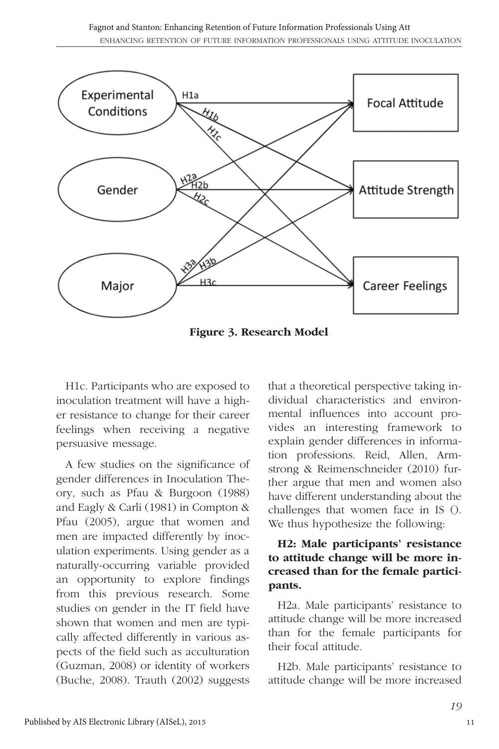**Figure 3. Research Model**

H1c. Participants who are exposed to inoculation treatment will have a higher resistance to change for their career feelings when receiving a negative persuasive message.

A few studies on the significance of gender differences in Inoculation Theory, such as Pfau & Burgoon (1988) and Eagly & Carli (1981) in Compton & Pfau (2005), argue that women and men are impacted differently by inoculation experiments. Using gender as a naturally-occurring variable provided an opportunity to explore findings from this previous research. Some studies on gender in the IT field have shown that women and men are typically affected differently in various aspects of the field such as acculturation (Guzman, 2008) or identity of workers (Buche, 2008). Trauth (2002) suggests that a theoretical perspective taking individual characteristics and environmental influences into account provides an interesting framework to explain gender differences in information professions. Reid, Allen, Armstrong & Reimenschneider (2010) further argue that men and women also have different understanding about the challenges that women face in IS (). We thus hypothesize the following:

**H2: Male participants' resistance to attitude change will be more increased than for the female participants.**

H2a. Male participants' resistance to attitude change will be more increased than for the female participants for their focal attitude.

H2b. Male participants' resistance to attitude change will be more increased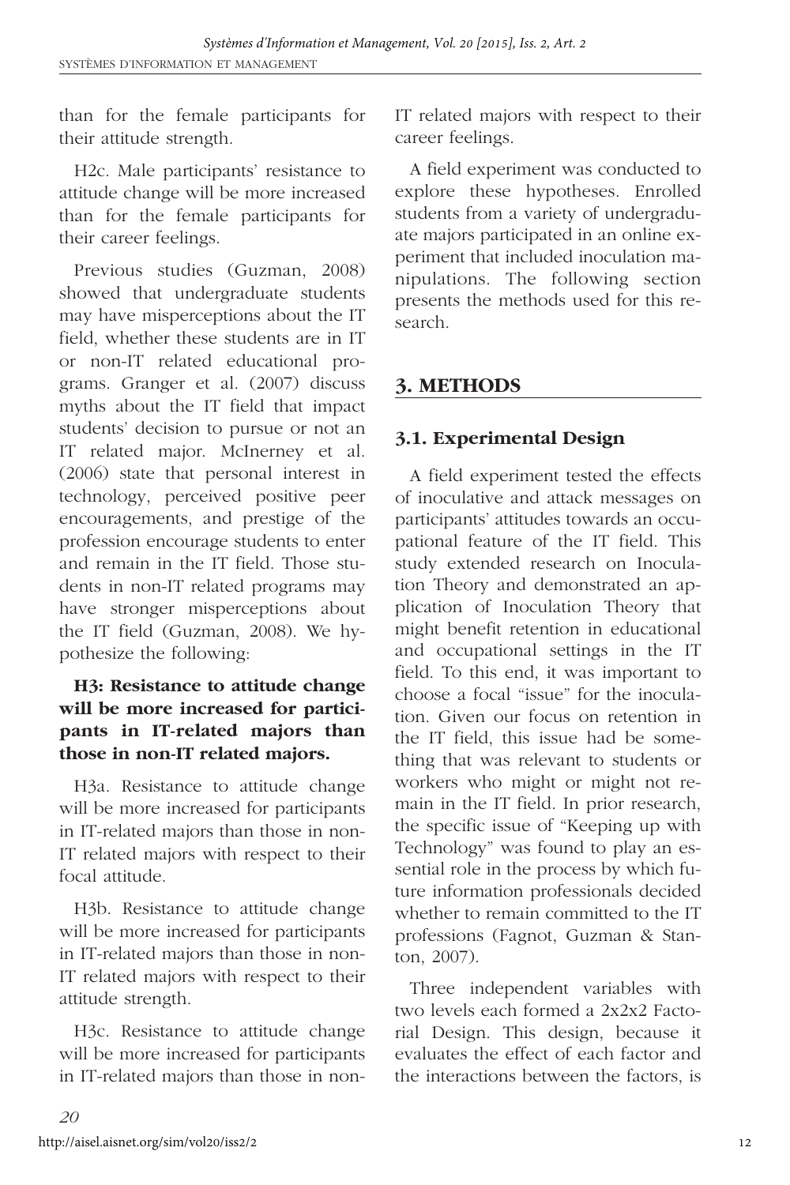than for the female participants for their attitude strength.

H2c. Male participants' resistance to attitude change will be more increased than for the female participants for their career feelings.

Previous studies (Guzman, 2008) showed that undergraduate students may have misperceptions about the IT field, whether these students are in IT or non-IT related educational programs. Granger et al. (2007) discuss myths about the IT field that impact students' decision to pursue or not an IT related major. McInerney et al. (2006) state that personal interest in technology, perceived positive peer encouragements, and prestige of the profession encourage students to enter and remain in the IT field. Those students in non-IT related programs may have stronger misperceptions about the IT field (Guzman, 2008). We hypothesize the following:

**H3: Resistance to attitude change will be more increased for participants in IT-related majors than those in non-IT related majors.**

H3a. Resistance to attitude change will be more increased for participants in IT-related majors than those in non-IT related majors with respect to their focal attitude.

H3b. Resistance to attitude change will be more increased for participants in IT-related majors than those in non-IT related majors with respect to their attitude strength.

H3c. Resistance to attitude change will be more increased for participants in IT-related majors than those in non-IT related majors with respect to their career feelings.

A field experiment was conducted to explore these hypotheses. Enrolled students from a variety of undergraduate majors participated in an online experiment that included inoculation manipulations. The following section presents the methods used for this research.

## 3. METHODS

### 3.1. Experimental Design

A field experiment tested the effects of inoculative and attack messages on participants' attitudes towards an occupational feature of the IT field. This study extended research on Inoculation Theory and demonstrated an application of Inoculation Theory that might benefit retention in educational and occupational settings in the IT field. To this end, it was important to choose a focal "issue" for the inoculation. Given our focus on retention in the IT field, this issue had be something that was relevant to students or workers who might or might not remain in the IT field. In prior research, the specific issue of "Keeping up with Technology" was found to play an essential role in the process by which future information professionals decided whether to remain committed to the IT professions (Fagnot, Guzman & Stanton, 2007).

Three independent variables with two levels each formed a 2x2x2 Factorial Design. This design, because it evaluates the effect of each factor and the interactions between the factors, is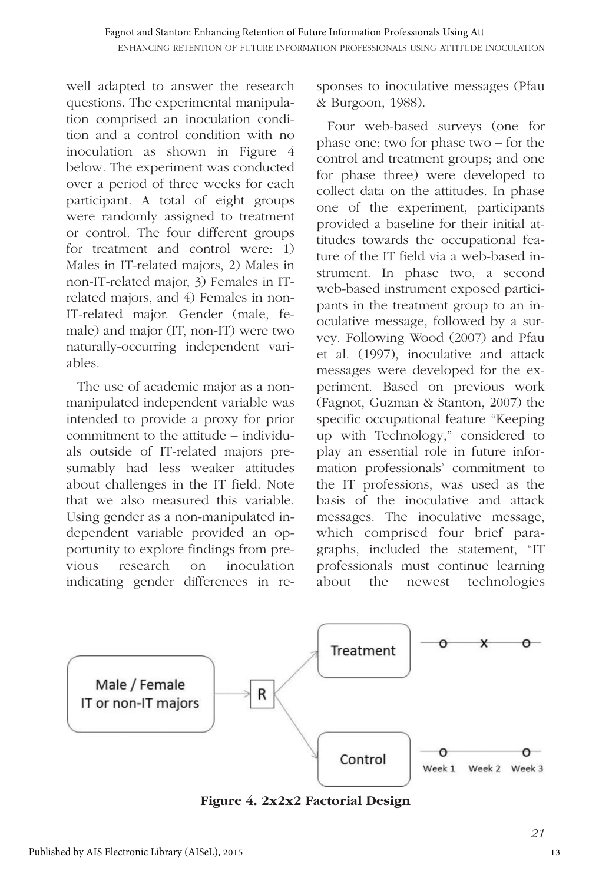well adapted to answer the research questions. The experimental manipulation comprised an inoculation condition and a control condition with no inoculation as shown in Figure 4 below. The experiment was conducted over a period of three weeks for each participant. A total of eight groups were randomly assigned to treatment or control. The four different groups for treatment and control were: 1) Males in IT-related majors, 2) Males in non-IT-related major, 3) Females in IT-related majors, and 4) Females in non-IT-related major. Gender (male, female) and major (IT, non-IT) were two naturally-occurring independent variables.

The use of academic major as a non-manipulated independent variable was intended to provide a proxy for prior commitment to the attitude – individuals outside of IT-related majors presumably had less weaker attitudes about challenges in the IT field. Note that we also measured this variable. Using gender as a non-manipulated independent variable provided an opportunity to explore findings from previous research on inoculation indicating gender differences in responses to inoculative messages (Pfau & Burgoon, 1988).

Four web-based surveys (one for phase one; two for phase two – for the control and treatment groups; and one for phase three) were developed to collect data on the attitudes. In phase one of the experiment, participants provided a baseline for their initial attitudes towards the occupational feature of the IT field via a web-based instrument. In phase two, a second web-based instrument exposed participants in the treatment group to an inoculative message, followed by a survey. Following Wood (2007) and Pfau et al. (1997), inoculative and attack messages were developed for the experiment. Based on previous work (Fagnot, Guzman & Stanton, 2007) the specific occupational feature "Keeping up with Technology," considered to play an essential role in future information professionals' commitment to the IT professions, was used as the basis of the inoculative and attack messages. The inoculative message, which comprised four brief paragraphs, included the statement, "IT professionals must continue learning about the newest technologies

Male / Female IT or non-IT majors → R → Treatment: O X O; Control: O O (Week 1, Week 2, Week 3)

**Figure 4. 2x2x2 Factorial Design**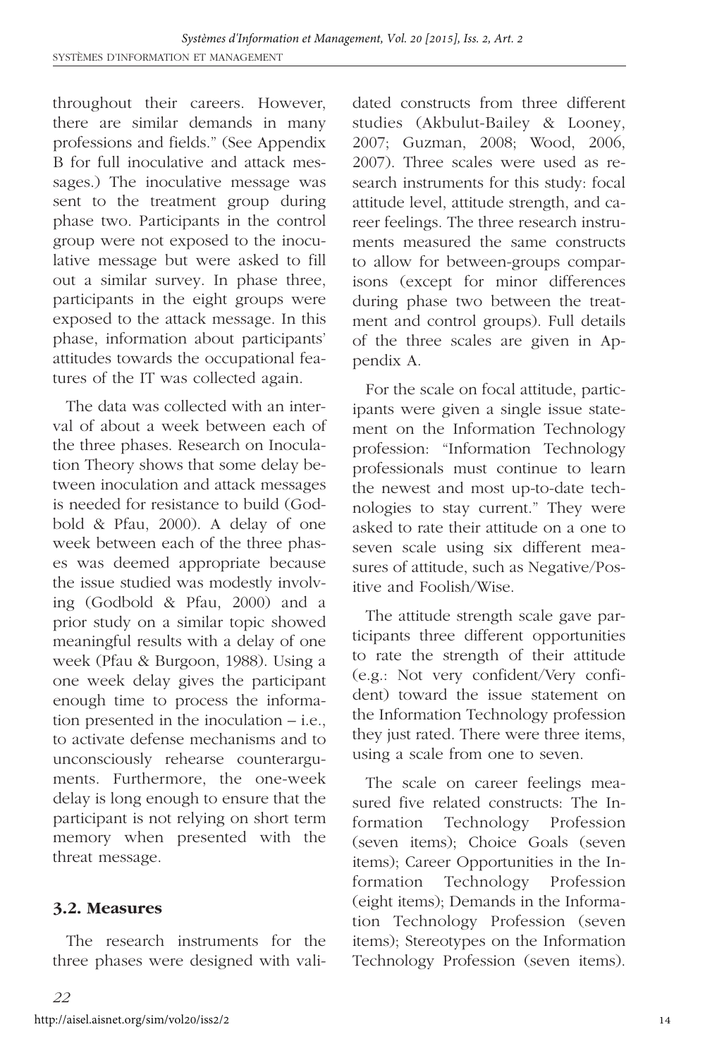throughout their careers. However, there are similar demands in many professions and fields." (See Appendix B for full inoculative and attack messages.) The inoculative message was sent to the treatment group during phase two. Participants in the control group were not exposed to the inoculative message but were asked to fill out a similar survey. In phase three, participants in the eight groups were exposed to the attack message. In this phase, information about participants' attitudes towards the occupational features of the IT was collected again.

The data was collected with an interval of about a week between each of the three phases. Research on Inoculation Theory shows that some delay between inoculation and attack messages is needed for resistance to build (Godbold & Pfau, 2000). A delay of one week between each of the three phases was deemed appropriate because the issue studied was modestly involving (Godbold & Pfau, 2000) and a prior study on a similar topic showed meaningful results with a delay of one week (Pfau & Burgoon, 1988). Using a one week delay gives the participant enough time to process the information presented in the inoculation – i.e., to activate defense mechanisms and to unconsciously rehearse counterarguments. Furthermore, the one-week delay is long enough to ensure that the participant is not relying on short term memory when presented with the threat message.

### 3.2. Measures

The research instruments for the three phases were designed with validated constructs from three different studies (Akbulut-Bailey & Looney, 2007; Guzman, 2008; Wood, 2006, 2007). Three scales were used as research instruments for this study: focal attitude level, attitude strength, and career feelings. The three research instruments measured the same constructs to allow for between-groups comparisons (except for minor differences during phase two between the treatment and control groups). Full details of the three scales are given in Appendix A.

For the scale on focal attitude, participants were given a single issue statement on the Information Technology profession: "Information Technology professionals must continue to learn the newest and most up-to-date technologies to stay current." They were asked to rate their attitude on a one to seven scale using six different measures of attitude, such as Negative/Positive and Foolish/Wise.

The attitude strength scale gave participants three different opportunities to rate the strength of their attitude (e.g.: Not very confident/Very confident) toward the issue statement on the Information Technology profession they just rated. There were three items, using a scale from one to seven.

The scale on career feelings measured five related constructs: The Information Technology Profession (seven items); Choice Goals (seven items); Career Opportunities in the Information Technology Profession (eight items); Demands in the Information Technology Profession (seven items); Stereotypes on the Information Technology Profession (seven items).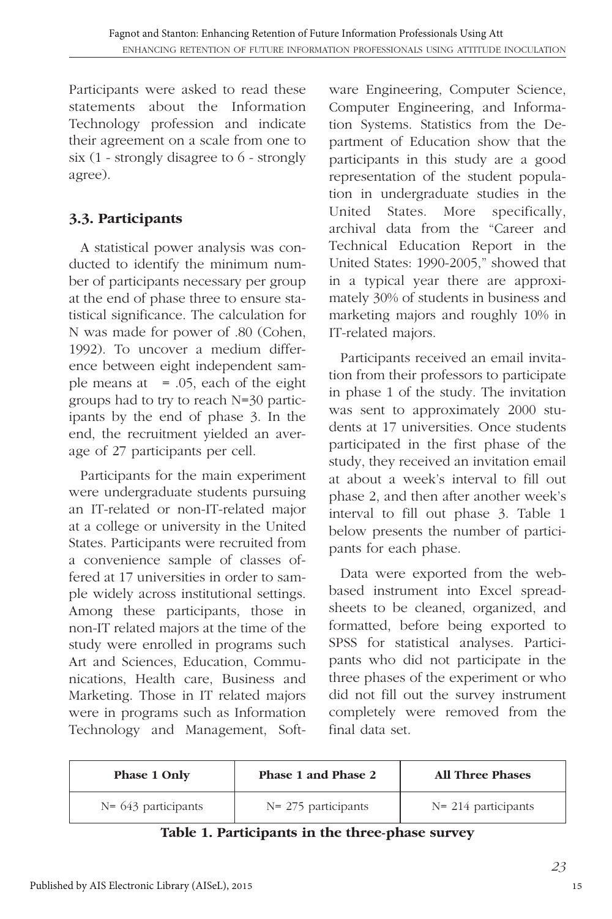Participants were asked to read these statements about the Information Technology profession and indicate their agreement on a scale from one to six (1 - strongly disagree to 6 - strongly agree).

### 3.3. Participants

A statistical power analysis was conducted to identify the minimum number of participants necessary per group at the end of phase three to ensure statistical significance. The calculation for N was made for power of .80 (Cohen, 1992). To uncover a medium difference between eight independent sample means at  = .05, each of the eight groups had to try to reach N=30 participants by the end of phase 3. In the end, the recruitment yielded an average of 27 participants per cell.

Participants for the main experiment were undergraduate students pursuing an IT-related or non-IT-related major at a college or university in the United States. Participants were recruited from a convenience sample of classes offered at 17 universities in order to sample widely across institutional settings. Among these participants, those in non-IT related majors at the time of the study were enrolled in programs such Art and Sciences, Education, Communications, Health care, Business and Marketing. Those in IT related majors were in programs such as Information Technology and Management, Software Engineering, Computer Science, Computer Engineering, and Information Systems. Statistics from the Department of Education show that the participants in this study are a good representation of the student population in undergraduate studies in the United States. More specifically, archival data from the "Career and Technical Education Report in the United States: 1990-2005," showed that in a typical year there are approximately 30% of students in business and marketing majors and roughly 10% in IT-related majors.

Participants received an email invitation from their professors to participate in phase 1 of the study. The invitation was sent to approximately 2000 students at 17 universities. Once students participated in the first phase of the study, they received an invitation email at about a week's interval to fill out phase 2, and then after another week's interval to fill out phase 3. Table 1 below presents the number of participants for each phase.

Data were exported from the web-based instrument into Excel spreadsheets to be cleaned, organized, and formatted, before being exported to SPSS for statistical analyses. Participants who did not participate in the three phases of the experiment or who did not fill out the survey instrument completely were removed from the final data set.

| Phase 1 Only | Phase 1 and Phase 2 | All Three Phases |
|---|---|---|
| N= 643 participants | N= 275 participants | N= 214 participants |

**Table 1. Participants in the three-phase survey**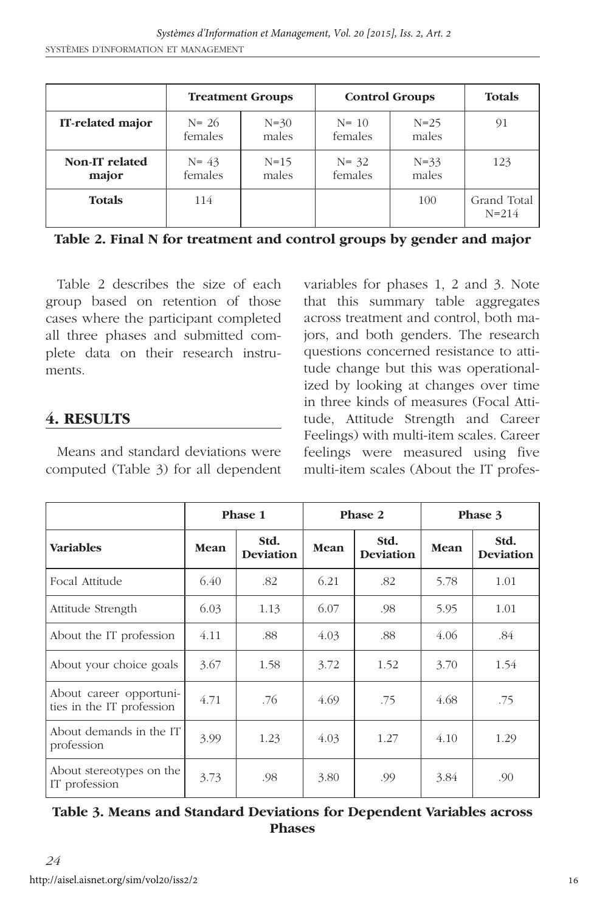| | Treatment Groups | | Control Groups | | Totals |
|---|---|---|---|---|---|
| **IT-related major** | N= 26 females | N=30 males | N= 10 females | N=25 males | 91 |
| **Non-IT related major** | N= 43 females | N=15 males | N= 32 females | N=33 males | 123 |
| **Totals** | 114 | | | 100 | Grand Total N=214 |

**Table 2. Final N for treatment and control groups by gender and major**

Table 2 describes the size of each group based on retention of those cases where the participant completed all three phases and submitted complete data on their research instruments.

## 4. RESULTS

Means and standard deviations were computed (Table 3) for all dependent variables for phases 1, 2 and 3. Note that this summary table aggregates across treatment and control, both majors, and both genders. The research questions concerned resistance to attitude change but this was operationalized by looking at changes over time in three kinds of measures (Focal Attitude, Attitude Strength and Career Feelings) with multi-item scales. Career feelings were measured using five multi-item scales (About the IT profes-

| | Phase 1 | | Phase 2 | | Phase 3 | |
|---|---|---|---|---|---|---|
| **Variables** | **Mean** | **Std. Deviation** | **Mean** | **Std. Deviation** | **Mean** | **Std. Deviation** |
| Focal Attitude | 6.40 | .82 | 6.21 | .82 | 5.78 | 1.01 |
| Attitude Strength | 6.03 | 1.13 | 6.07 | .98 | 5.95 | 1.01 |
| About the IT profession | 4.11 | .88 | 4.03 | .88 | 4.06 | .84 |
| About your choice goals | 3.67 | 1.58 | 3.72 | 1.52 | 3.70 | 1.54 |
| About career opportunities in the IT profession | 4.71 | .76 | 4.69 | .75 | 4.68 | .75 |
| About demands in the IT profession | 3.99 | 1.23 | 4.03 | 1.27 | 4.10 | 1.29 |
| About stereotypes on the IT profession | 3.73 | .98 | 3.80 | .99 | 3.84 | .90 |

**Table 3. Means and Standard Deviations for Dependent Variables across Phases**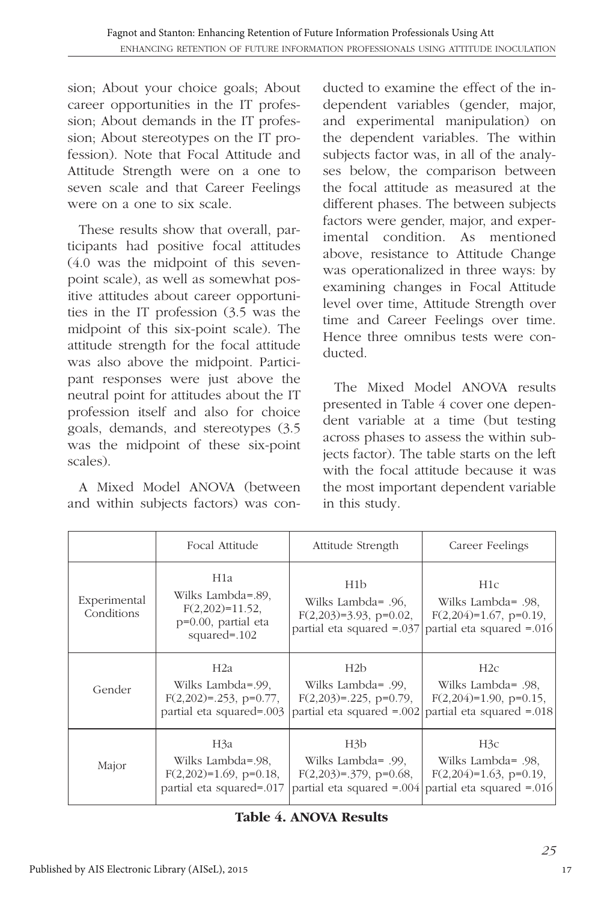sion; About your choice goals; About career opportunities in the IT profession; About demands in the IT profession; About stereotypes on the IT profession). Note that Focal Attitude and Attitude Strength were on a one to seven scale and that Career Feelings were on a one to six scale.

These results show that overall, participants had positive focal attitudes (4.0 was the midpoint of this seven-point scale), as well as somewhat positive attitudes about career opportunities in the IT profession (3.5 was the midpoint of this six-point scale). The attitude strength for the focal attitude was also above the midpoint. Participant responses were just above the neutral point for attitudes about the IT profession itself and also for choice goals, demands, and stereotypes (3.5 was the midpoint of these six-point scales).

A Mixed Model ANOVA (between and within subjects factors) was conducted to examine the effect of the independent variables (gender, major, and experimental manipulation) on the dependent variables. The within subjects factor was, in all of the analyses below, the comparison between the focal attitude as measured at the different phases. The between subjects factors were gender, major, and experimental condition. As mentioned above, resistance to Attitude Change was operationalized in three ways: by examining changes in Focal Attitude level over time, Attitude Strength over time and Career Feelings over time. Hence three omnibus tests were conducted.

The Mixed Model ANOVA results presented in Table 4 cover one dependent variable at a time (but testing across phases to assess the within subjects factor). The table starts on the left with the focal attitude because it was the most important dependent variable in this study.

| | Focal Attitude | Attitude Strength | Career Feelings |
|---|---|---|---|
| Experimental Conditions | H1a<br>Wilks Lambda=.89, $F(2,202)=11.52$, $p=0.00$, partial eta squared=.102 | H1b<br>Wilks Lambda= .96, $F(2,203)=3.93$, $p=0.02$, partial eta squared =.037 | H1c<br>Wilks Lambda= .98, $F(2,204)=1.67$, $p=0.19$, partial eta squared =.016 |
| Gender | H2a<br>Wilks Lambda=.99, $F(2,202)=.253$, $p=0.77$, partial eta squared=.003 | H2b<br>Wilks Lambda= .99, $F(2,203)=.225$, $p=0.79$, partial eta squared =.002 | H2c<br>Wilks Lambda= .98, $F(2,204)=1.90$, $p=0.15$, partial eta squared =.018 |
| Major | H3a<br>Wilks Lambda=.98, $F(2,202)=1.69$, $p=0.18$, partial eta squared=.017 | H3b<br>Wilks Lambda= .99, $F(2,203)=.379$, $p=0.68$, partial eta squared =.004 | H3c<br>Wilks Lambda= .98, $F(2,204)=1.63$, $p=0.19$, partial eta squared =.016 |

**Table 4. ANOVA Results**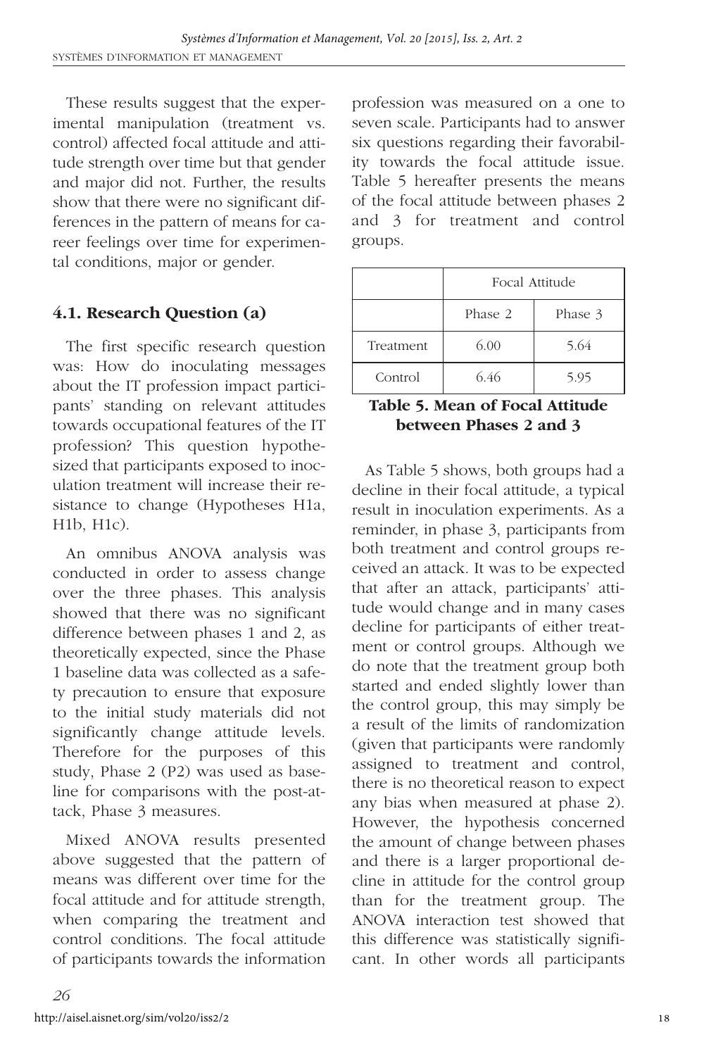These results suggest that the experimental manipulation (treatment vs. control) affected focal attitude and attitude strength over time but that gender and major did not. Further, the results show that there were no significant differences in the pattern of means for career feelings over time for experimental conditions, major or gender.

## 4.1. Research Question (a)

The first specific research question was: How do inoculating messages about the IT profession impact participants' standing on relevant attitudes towards occupational features of the IT profession? This question hypothesized that participants exposed to inoculation treatment will increase their resistance to change (Hypotheses H1a, H1b, H1c).

An omnibus ANOVA analysis was conducted in order to assess change over the three phases. This analysis showed that there was no significant difference between phases 1 and 2, as theoretically expected, since the Phase 1 baseline data was collected as a safety precaution to ensure that exposure to the initial study materials did not significantly change attitude levels. Therefore for the purposes of this study, Phase 2 (P2) was used as baseline for comparisons with the post-attack, Phase 3 measures.

Mixed ANOVA results presented above suggested that the pattern of means was different over time for the focal attitude and for attitude strength, when comparing the treatment and control conditions. The focal attitude of participants towards the information profession was measured on a one to seven scale. Participants had to answer six questions regarding their favorability towards the focal attitude issue. Table 5 hereafter presents the means of the focal attitude between phases 2 and 3 for treatment and control groups.

| | Focal Attitude | |
|---|---|---|
| | Phase 2 | Phase 3 |
| Treatment | 6.00 | 5.64 |
| Control | 6.46 | 5.95 |

**Table 5. Mean of Focal Attitude between Phases 2 and 3**

As Table 5 shows, both groups had a decline in their focal attitude, a typical result in inoculation experiments. As a reminder, in phase 3, participants from both treatment and control groups received an attack. It was to be expected that after an attack, participants' attitude would change and in many cases decline for participants of either treatment or control groups. Although we do note that the treatment group both started and ended slightly lower than the control group, this may simply be a result of the limits of randomization (given that participants were randomly assigned to treatment and control, there is no theoretical reason to expect any bias when measured at phase 2). However, the hypothesis concerned the amount of change between phases and there is a larger proportional decline in attitude for the control group than for the treatment group. The ANOVA interaction test showed that this difference was statistically significant. In other words all participants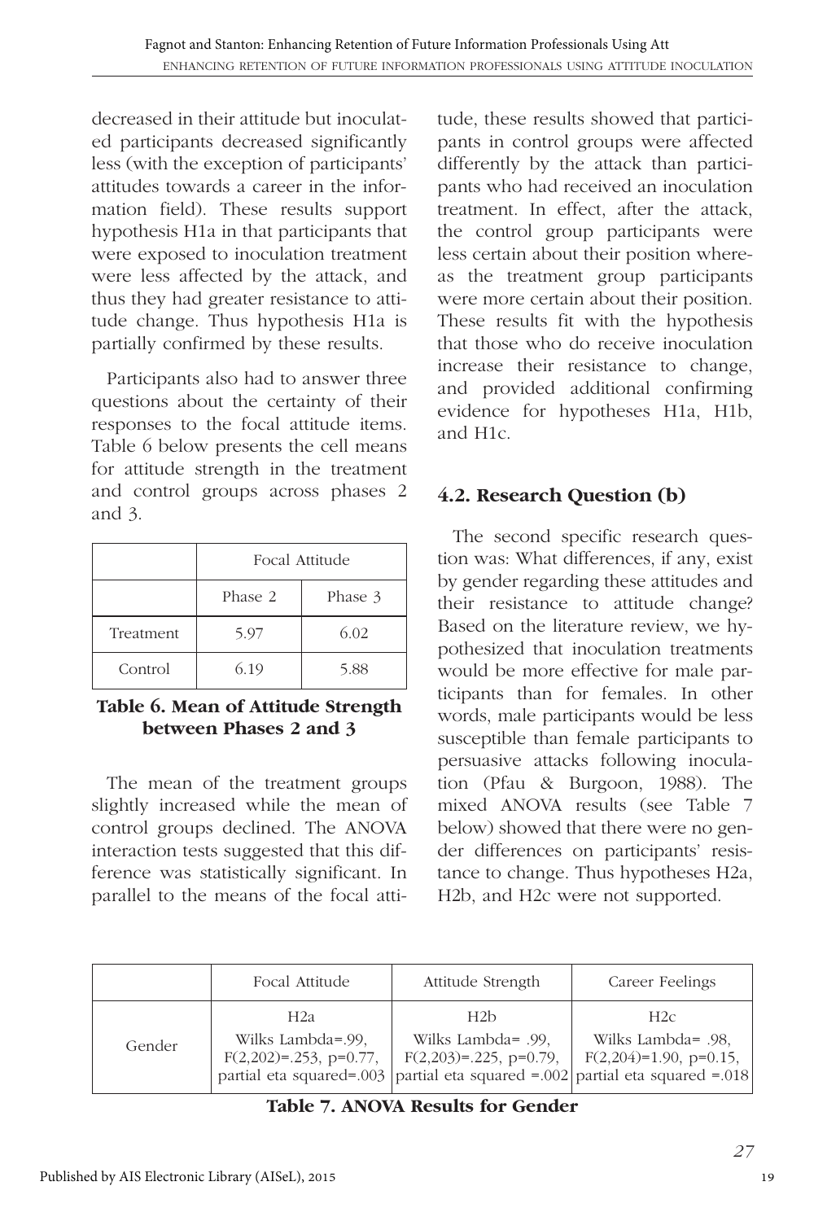decreased in their attitude but inoculated participants decreased significantly less (with the exception of participants' attitudes towards a career in the information field). These results support hypothesis H1a in that participants that were exposed to inoculation treatment were less affected by the attack, and thus they had greater resistance to attitude change. Thus hypothesis H1a is partially confirmed by these results.

Participants also had to answer three questions about the certainty of their responses to the focal attitude items. Table 6 below presents the cell means for attitude strength in the treatment and control groups across phases 2 and 3.

| | Focal Attitude | |
|---|---|---|
| | Phase 2 | Phase 3 |
| Treatment | 5.97 | 6.02 |
| Control | 6.19 | 5.88 |

**Table 6. Mean of Attitude Strength between Phases 2 and 3**

The mean of the treatment groups slightly increased while the mean of control groups declined. The ANOVA interaction tests suggested that this difference was statistically significant. In parallel to the means of the focal attitude, these results showed that participants in control groups were affected differently by the attack than participants who had received an inoculation treatment. In effect, after the attack, the control group participants were less certain about their position whereas the treatment group participants were more certain about their position. These results fit with the hypothesis that those who do receive inoculation increase their resistance to change, and provided additional confirming evidence for hypotheses H1a, H1b, and H1c.

## 4.2. Research Question (b)

The second specific research question was: What differences, if any, exist by gender regarding these attitudes and their resistance to attitude change? Based on the literature review, we hypothesized that inoculation treatments would be more effective for male participants than for females. In other words, male participants would be less susceptible than female participants to persuasive attacks following inoculation (Pfau & Burgoon, 1988). The mixed ANOVA results (see Table 7 below) showed that there were no gender differences on participants' resistance to change. Thus hypotheses H2a, H2b, and H2c were not supported.

| | Focal Attitude | Attitude Strength | Career Feelings |
|---|---|---|---|
| Gender | H2a<br>Wilks Lambda=.99, $F(2,202)=.253$, $p=0.77$, partial eta squared=.003 | H2b<br>Wilks Lambda= .99, $F(2,203)=.225$, $p=0.79$, partial eta squared =.002 | H2c<br>Wilks Lambda= .98, $F(2,204)=1.90$, $p=0.15$, partial eta squared =.018 |

**Table 7. ANOVA Results for Gender**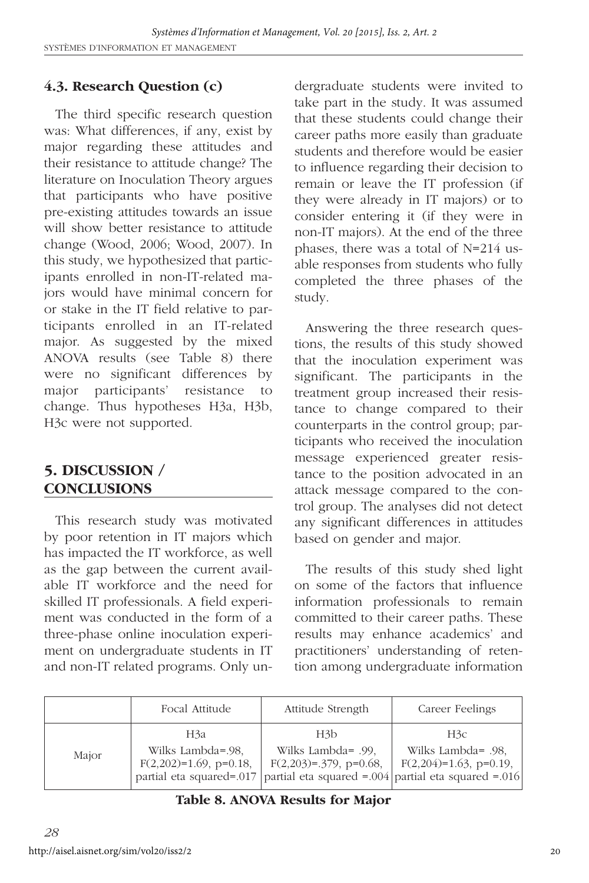### 4.3. Research Question (c)

The third specific research question was: What differences, if any, exist by major regarding these attitudes and their resistance to attitude change? The literature on Inoculation Theory argues that participants who have positive pre-existing attitudes towards an issue will show better resistance to attitude change (Wood, 2006; Wood, 2007). In this study, we hypothesized that participants enrolled in non-IT-related majors would have minimal concern for or stake in the IT field relative to participants enrolled in an IT-related major. As suggested by the mixed ANOVA results (see Table 8) there were no significant differences by major participants' resistance to change. Thus hypotheses H3a, H3b, H3c were not supported.

## 5. DISCUSSION / CONCLUSIONS

This research study was motivated by poor retention in IT majors which has impacted the IT workforce, as well as the gap between the current available IT workforce and the need for skilled IT professionals. A field experiment was conducted in the form of a three-phase online inoculation experiment on undergraduate students in IT and non-IT related programs. Only undergraduate students were invited to take part in the study. It was assumed that these students could change their career paths more easily than graduate students and therefore would be easier to influence regarding their decision to remain or leave the IT profession (if they were already in IT majors) or to consider entering it (if they were in non-IT majors). At the end of the three phases, there was a total of N=214 usable responses from students who fully completed the three phases of the study.

Answering the three research questions, the results of this study showed that the inoculation experiment was significant. The participants in the treatment group increased their resistance to change compared to their counterparts in the control group; participants who received the inoculation message experienced greater resistance to the position advocated in an attack message compared to the control group. The analyses did not detect any significant differences in attitudes based on gender and major.

The results of this study shed light on some of the factors that influence information professionals to remain committed to their career paths. These results may enhance academics' and practitioners' understanding of retention among undergraduate information

| | Focal Attitude | Attitude Strength | Career Feelings |
|---|---|---|---|
| Major | H3a<br>Wilks Lambda=.98, $F(2,202)=1.69$, $p=0.18$, partial eta squared=.017 | H3b<br>Wilks Lambda= .99, $F(2,203)=.379$, $p=0.68$, partial eta squared =.004 | H3c<br>Wilks Lambda= .98, $F(2,204)=1.63$, $p=0.19$, partial eta squared =.016 |

**Table 8. ANOVA Results for Major**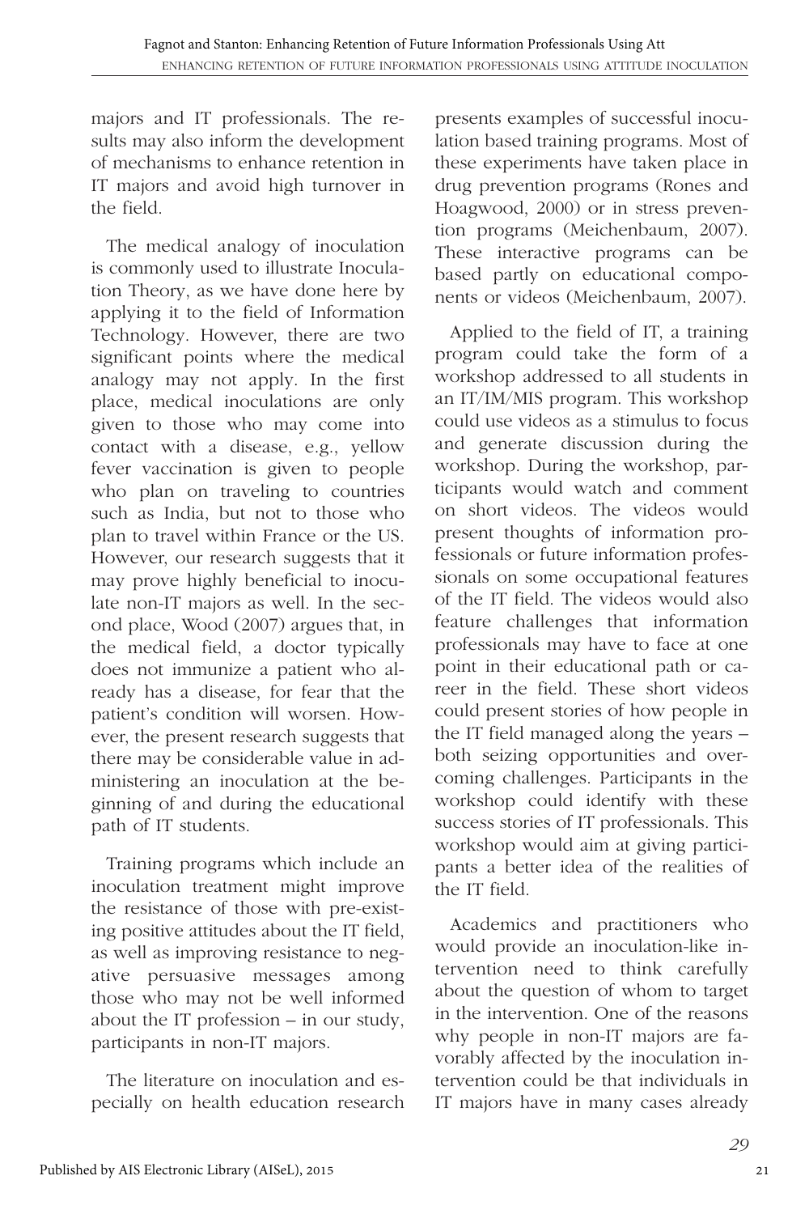majors and IT professionals. The results may also inform the development of mechanisms to enhance retention in IT majors and avoid high turnover in the field.

The medical analogy of inoculation is commonly used to illustrate Inoculation Theory, as we have done here by applying it to the field of Information Technology. However, there are two significant points where the medical analogy may not apply. In the first place, medical inoculations are only given to those who may come into contact with a disease, e.g., yellow fever vaccination is given to people who plan on traveling to countries such as India, but not to those who plan to travel within France or the US. However, our research suggests that it may prove highly beneficial to inoculate non-IT majors as well. In the second place, Wood (2007) argues that, in the medical field, a doctor typically does not immunize a patient who already has a disease, for fear that the patient's condition will worsen. However, the present research suggests that there may be considerable value in administering an inoculation at the beginning of and during the educational path of IT students.

Training programs which include an inoculation treatment might improve the resistance of those with pre-existing positive attitudes about the IT field, as well as improving resistance to negative persuasive messages among those who may not be well informed about the IT profession – in our study, participants in non-IT majors.

The literature on inoculation and especially on health education research presents examples of successful inoculation based training programs. Most of these experiments have taken place in drug prevention programs (Rones and Hoagwood, 2000) or in stress prevention programs (Meichenbaum, 2007). These interactive programs can be based partly on educational components or videos (Meichenbaum, 2007).

Applied to the field of IT, a training program could take the form of a workshop addressed to all students in an IT/IM/MIS program. This workshop could use videos as a stimulus to focus and generate discussion during the workshop. During the workshop, participants would watch and comment on short videos. The videos would present thoughts of information professionals or future information professionals on some occupational features of the IT field. The videos would also feature challenges that information professionals may have to face at one point in their educational path or career in the field. These short videos could present stories of how people in the IT field managed along the years – both seizing opportunities and overcoming challenges. Participants in the workshop could identify with these success stories of IT professionals. This workshop would aim at giving participants a better idea of the realities of the IT field.

Academics and practitioners who would provide an inoculation-like intervention need to think carefully about the question of whom to target in the intervention. One of the reasons why people in non-IT majors are favorably affected by the inoculation intervention could be that individuals in IT majors have in many cases already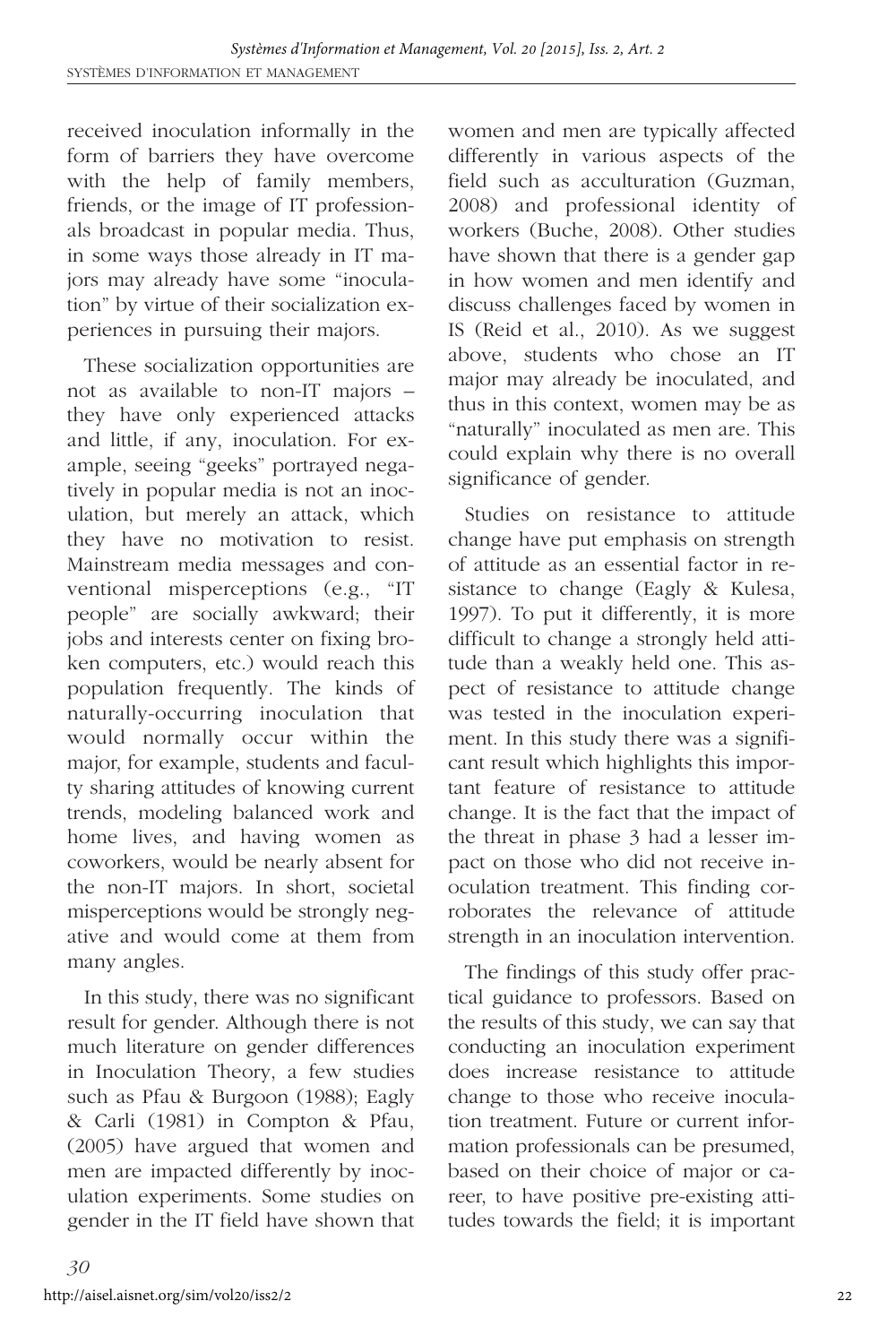received inoculation informally in the form of barriers they have overcome with the help of family members, friends, or the image of IT professionals broadcast in popular media. Thus, in some ways those already in IT majors may already have some "inoculation" by virtue of their socialization experiences in pursuing their majors.

These socialization opportunities are not as available to non-IT majors – they have only experienced attacks and little, if any, inoculation. For example, seeing "geeks" portrayed negatively in popular media is not an inoculation, but merely an attack, which they have no motivation to resist. Mainstream media messages and conventional misperceptions (e.g., "IT people" are socially awkward; their jobs and interests center on fixing broken computers, etc.) would reach this population frequently. The kinds of naturally-occurring inoculation that would normally occur within the major, for example, students and faculty sharing attitudes of knowing current trends, modeling balanced work and home lives, and having women as coworkers, would be nearly absent for the non-IT majors. In short, societal misperceptions would be strongly negative and would come at them from many angles.

In this study, there was no significant result for gender. Although there is not much literature on gender differences in Inoculation Theory, a few studies such as Pfau & Burgoon (1988); Eagly & Carli (1981) in Compton & Pfau, (2005) have argued that women and men are impacted differently by inoculation experiments. Some studies on gender in the IT field have shown that women and men are typically affected differently in various aspects of the field such as acculturation (Guzman, 2008) and professional identity of workers (Buche, 2008). Other studies have shown that there is a gender gap in how women and men identify and discuss challenges faced by women in IS (Reid et al., 2010). As we suggest above, students who chose an IT major may already be inoculated, and thus in this context, women may be as "naturally" inoculated as men are. This could explain why there is no overall significance of gender.

Studies on resistance to attitude change have put emphasis on strength of attitude as an essential factor in resistance to change (Eagly & Kulesa, 1997). To put it differently, it is more difficult to change a strongly held attitude than a weakly held one. This aspect of resistance to attitude change was tested in the inoculation experiment. In this study there was a significant result which highlights this important feature of resistance to attitude change. It is the fact that the impact of the threat in phase 3 had a lesser impact on those who did not receive inoculation treatment. This finding corroborates the relevance of attitude strength in an inoculation intervention.

The findings of this study offer practical guidance to professors. Based on the results of this study, we can say that conducting an inoculation experiment does increase resistance to attitude change to those who receive inoculation treatment. Future or current information professionals can be presumed, based on their choice of major or career, to have positive pre-existing attitudes towards the field; it is important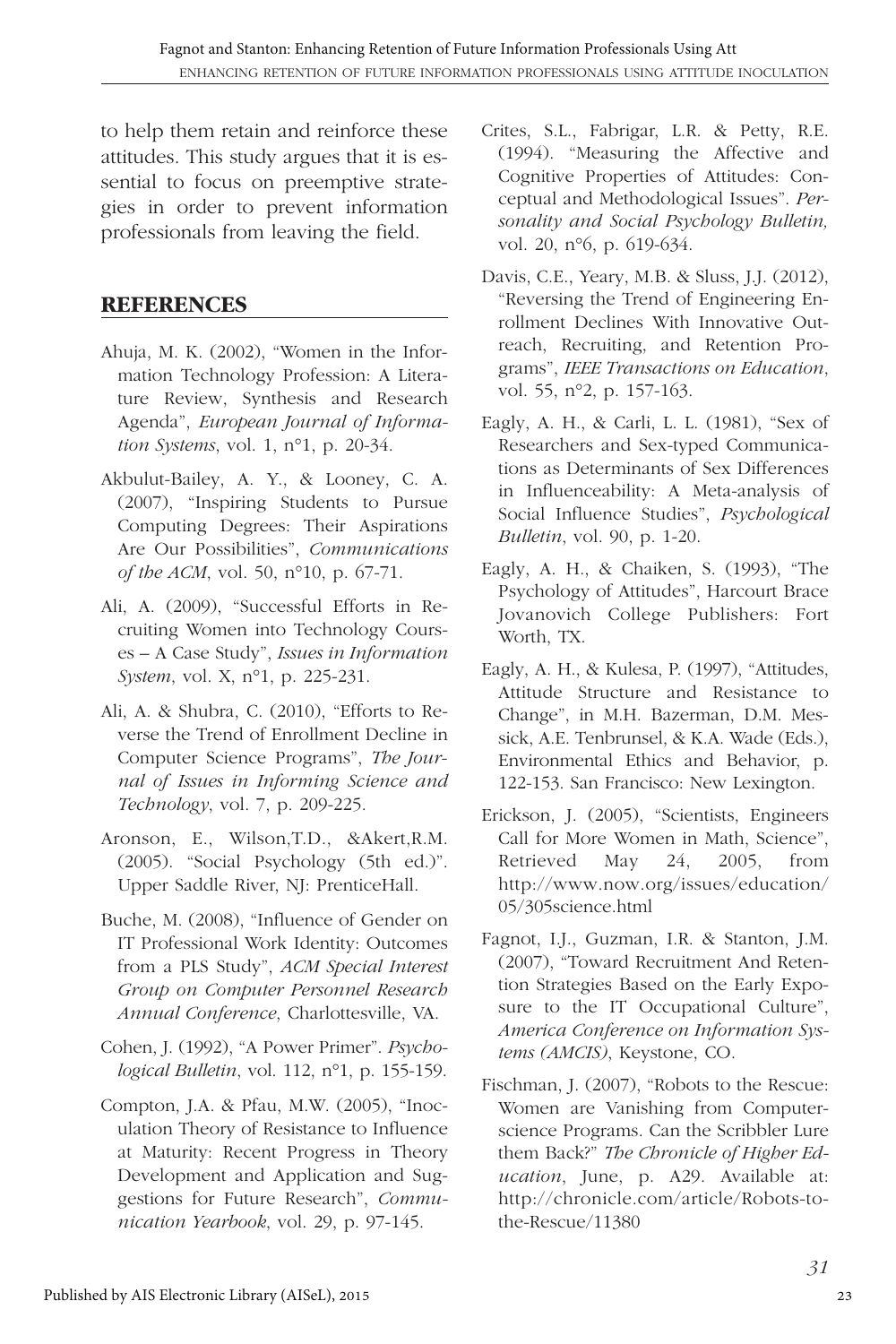to help them retain and reinforce these attitudes. This study argues that it is essential to focus on preemptive strategies in order to prevent information professionals from leaving the field.

## REFERENCES

Ahuja, M. K. (2002), "Women in the Information Technology Profession: A Literature Review, Synthesis and Research Agenda", *European Journal of Information Systems*, vol. 1, n°1, p. 20-34.

Akbulut-Bailey, A. Y., & Looney, C. A. (2007), "Inspiring Students to Pursue Computing Degrees: Their Aspirations Are Our Possibilities", *Communications of the ACM*, vol. 50, n°10, p. 67-71.

Ali, A. (2009), "Successful Efforts in Recruiting Women into Technology Courses – A Case Study", *Issues in Information System*, vol. X, n°1, p. 225-231.

Ali, A. & Shubra, C. (2010), "Efforts to Reverse the Trend of Enrollment Decline in Computer Science Programs", *The Journal of Issues in Informing Science and Technology*, vol. 7, p. 209-225.

Aronson, E., Wilson,T.D., &Akert,R.M. (2005). "Social Psychology (5th ed.)". Upper Saddle River, NJ: PrenticeHall.

Buche, M. (2008), "Influence of Gender on IT Professional Work Identity: Outcomes from a PLS Study", *ACM Special Interest Group on Computer Personnel Research Annual Conference*, Charlottesville, VA.

Cohen, J. (1992), "A Power Primer". *Psychological Bulletin*, vol. 112, n°1, p. 155-159.

Compton, J.A. & Pfau, M.W. (2005), "Inoculation Theory of Resistance to Influence at Maturity: Recent Progress in Theory Development and Application and Suggestions for Future Research", *Communication Yearbook*, vol. 29, p. 97-145.

Crites, S.L., Fabrigar, L.R. & Petty, R.E. (1994). "Measuring the Affective and Cognitive Properties of Attitudes: Conceptual and Methodological Issues". *Personality and Social Psychology Bulletin,* vol. 20, n°6, p. 619-634.

Davis, C.E., Yeary, M.B. & Sluss, J.J. (2012), "Reversing the Trend of Engineering Enrollment Declines With Innovative Outreach, Recruiting, and Retention Programs", *IEEE Transactions on Education*, vol. 55, n°2, p. 157-163.

Eagly, A. H., & Carli, L. L. (1981), "Sex of Researchers and Sex-typed Communications as Determinants of Sex Differences in Influenceability: A Meta-analysis of Social Influence Studies", *Psychological Bulletin*, vol. 90, p. 1-20.

Eagly, A. H., & Chaiken, S. (1993), "The Psychology of Attitudes", Harcourt Brace Jovanovich College Publishers: Fort Worth, TX.

Eagly, A. H., & Kulesa, P. (1997), "Attitudes, Attitude Structure and Resistance to Change", in M.H. Bazerman, D.M. Messick, A.E. Tenbrunsel, & K.A. Wade (Eds.), Environmental Ethics and Behavior, p. 122-153. San Francisco: New Lexington.

Erickson, J. (2005), "Scientists, Engineers Call for More Women in Math, Science", Retrieved May 24, 2005, from http://www.now.org/issues/education/05/305science.html

Fagnot, I.J., Guzman, I.R. & Stanton, J.M. (2007), "Toward Recruitment And Retention Strategies Based on the Early Exposure to the IT Occupational Culture", *America Conference on Information Systems (AMCIS)*, Keystone, CO.

Fischman, J. (2007), "Robots to the Rescue: Women are Vanishing from Computer-science Programs. Can the Scribbler Lure them Back?" *The Chronicle of Higher Education*, June, p. A29. Available at: http://chronicle.com/article/Robots-to-the-Rescue/11380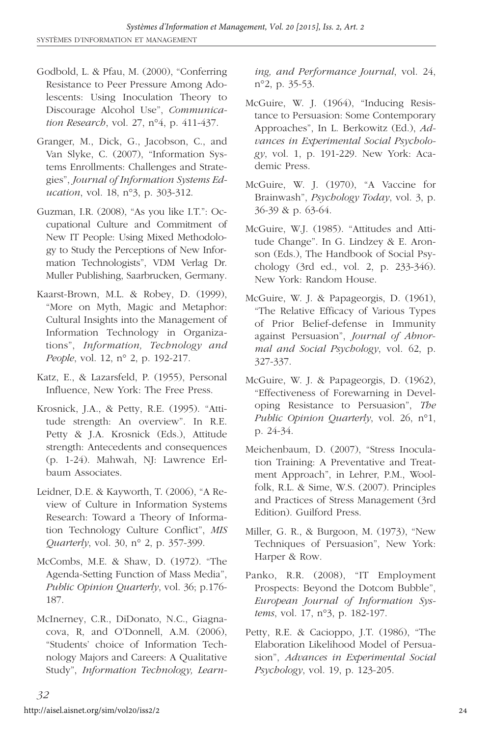Godbold, L. & Pfau, M. (2000), "Conferring Resistance to Peer Pressure Among Adolescents: Using Inoculation Theory to Discourage Alcohol Use", *Communication Research*, vol. 27, n°4, p. 411-437.

Granger, M., Dick, G., Jacobson, C., and Van Slyke, C. (2007), "Information Systems Enrollments: Challenges and Strategies", *Journal of Information Systems Education*, vol. 18, n°3, p. 303-312.

Guzman, I.R. (2008), "As you like I.T.": Occupational Culture and Commitment of New IT People: Using Mixed Methodology to Study the Perceptions of New Information Technologists", VDM Verlag Dr. Muller Publishing, Saarbrucken, Germany.

Kaarst-Brown, M.L. & Robey, D. (1999), "More on Myth, Magic and Metaphor: Cultural Insights into the Management of Information Technology in Organizations", *Information, Technology and People*, vol. 12, n° 2, p. 192-217.

Katz, E., & Lazarsfeld, P. (1955), Personal Influence, New York: The Free Press.

Krosnick, J.A., & Petty, R.E. (1995). "Attitude strength: An overview". In R.E. Petty & J.A. Krosnick (Eds.), Attitude strength: Antecedents and consequences (p. 1-24). Mahwah, NJ: Lawrence Erlbaum Associates.

Leidner, D.E. & Kayworth, T. (2006), "A Review of Culture in Information Systems Research: Toward a Theory of Information Technology Culture Conflict", *MIS Quarterly*, vol. 30, n° 2, p. 357-399.

McCombs, M.E. & Shaw, D. (1972). "The Agenda-Setting Function of Mass Media", *Public Opinion Quarterly*, vol. 36; p.176-187.

McInerney, C.R., DiDonato, N.C., Giagnacova, R, and O'Donnell, A.M. (2006), "Students' choice of Information Technology Majors and Careers: A Qualitative Study", *Information Technology, Learning, and Performance Journal*, vol. 24, n°2, p. 35-53.

McGuire, W. J. (1964), "Inducing Resistance to Persuasion: Some Contemporary Approaches", In L. Berkowitz (Ed.), *Advances in Experimental Social Psychology*, vol. 1, p. 191-229. New York: Academic Press.

McGuire, W. J. (1970), "A Vaccine for Brainwash", *Psychology Today*, vol. 3, p. 36-39 & p. 63-64.

McGuire, W.J. (1985). "Attitudes and Attitude Change". In G. Lindzey & E. Aronson (Eds.), The Handbook of Social Psychology (3rd ed., vol. 2, p. 233-346). New York: Random House.

McGuire, W. J. & Papageorgis, D. (1961), "The Relative Efficacy of Various Types of Prior Belief-defense in Immunity against Persuasion", *Journal of Abnormal and Social Psychology*, vol. 62, p. 327-337.

McGuire, W. J. & Papageorgis, D. (1962), "Effectiveness of Forewarning in Developing Resistance to Persuasion", *The Public Opinion Quarterly*, vol. 26, n°1, p. 24-34.

Meichenbaum, D. (2007), "Stress Inoculation Training: A Preventative and Treatment Approach", in Lehrer, P.M., Woolfolk, R.L. & Sime, W.S. (2007). Principles and Practices of Stress Management (3rd Edition). Guilford Press.

Miller, G. R., & Burgoon, M. (1973), "New Techniques of Persuasion", New York: Harper & Row.

Panko, R.R. (2008), "IT Employment Prospects: Beyond the Dotcom Bubble", *European Journal of Information Systems*, vol. 17, n°3, p. 182-197.

Petty, R.E. & Cacioppo, J.T. (1986), "The Elaboration Likelihood Model of Persuasion", *Advances in Experimental Social Psychology*, vol. 19, p. 123-205.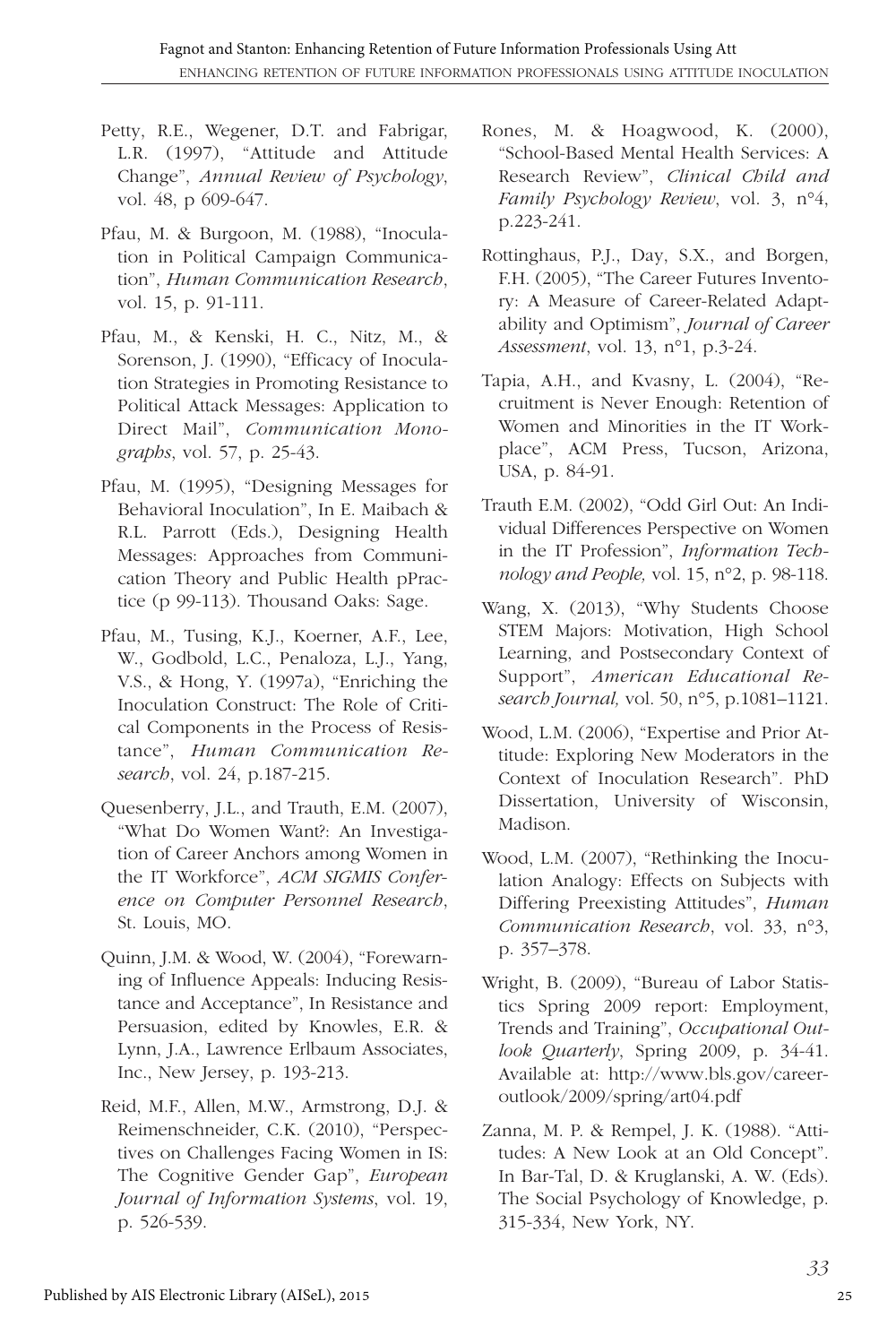Petty, R.E., Wegener, D.T. and Fabrigar, L.R. (1997), "Attitude and Attitude Change", *Annual Review of Psychology*, vol. 48, p 609-647.

Pfau, M. & Burgoon, M. (1988), "Inoculation in Political Campaign Communication", *Human Communication Research*, vol. 15, p. 91-111.

Pfau, M., & Kenski, H. C., Nitz, M., & Sorenson, J. (1990), "Efficacy of Inoculation Strategies in Promoting Resistance to Political Attack Messages: Application to Direct Mail", *Communication Monographs*, vol. 57, p. 25-43.

Pfau, M. (1995), "Designing Messages for Behavioral Inoculation", In E. Maibach & R.L. Parrott (Eds.), Designing Health Messages: Approaches from Communication Theory and Public Health pPractice (p 99-113). Thousand Oaks: Sage.

Pfau, M., Tusing, K.J., Koerner, A.F., Lee, W., Godbold, L.C., Penaloza, L.J., Yang, V.S., & Hong, Y. (1997a), "Enriching the Inoculation Construct: The Role of Critical Components in the Process of Resistance", *Human Communication Research*, vol. 24, p.187-215.

Quesenberry, J.L., and Trauth, E.M. (2007), "What Do Women Want?: An Investigation of Career Anchors among Women in the IT Workforce", *ACM SIGMIS Conference on Computer Personnel Research*, St. Louis, MO.

Quinn, J.M. & Wood, W. (2004), "Forewarning of Influence Appeals: Inducing Resistance and Acceptance", In Resistance and Persuasion, edited by Knowles, E.R. & Lynn, J.A., Lawrence Erlbaum Associates, Inc., New Jersey, p. 193-213.

Reid, M.F., Allen, M.W., Armstrong, D.J. & Reimenschneider, C.K. (2010), "Perspectives on Challenges Facing Women in IS: The Cognitive Gender Gap", *European Journal of Information Systems*, vol. 19, p. 526-539.

Rones, M. & Hoagwood, K. (2000), "School-Based Mental Health Services: A Research Review", *Clinical Child and Family Psychology Review*, vol. 3, n°4, p.223-241.

Rottinghaus, P.J., Day, S.X., and Borgen, F.H. (2005), "The Career Futures Inventory: A Measure of Career-Related Adaptability and Optimism", *Journal of Career Assessment*, vol. 13, n°1, p.3-24.

Tapia, A.H., and Kvasny, L. (2004), "Recruitment is Never Enough: Retention of Women and Minorities in the IT Workplace", ACM Press, Tucson, Arizona, USA, p. 84-91.

Trauth E.M. (2002), "Odd Girl Out: An Individual Differences Perspective on Women in the IT Profession", *Information Technology and People,* vol. 15, n°2, p. 98-118.

Wang, X. (2013), "Why Students Choose STEM Majors: Motivation, High School Learning, and Postsecondary Context of Support", *American Educational Research Journal,* vol. 50, n°5, p.1081–1121.

Wood, L.M. (2006), "Expertise and Prior Attitude: Exploring New Moderators in the Context of Inoculation Research". PhD Dissertation, University of Wisconsin, Madison.

Wood, L.M. (2007), "Rethinking the Inoculation Analogy: Effects on Subjects with Differing Preexisting Attitudes", *Human Communication Research*, vol. 33, n°3, p. 357–378.

Wright, B. (2009), "Bureau of Labor Statistics Spring 2009 report: Employment, Trends and Training", *Occupational Outlook Quarterly*, Spring 2009, p. 34-41. Available at: http://www.bls.gov/careeroutlook/2009/spring/art04.pdf

Zanna, M. P. & Rempel, J. K. (1988). "Attitudes: A New Look at an Old Concept". In Bar-Tal, D. & Kruglanski, A. W. (Eds). The Social Psychology of Knowledge, p. 315-334, New York, NY.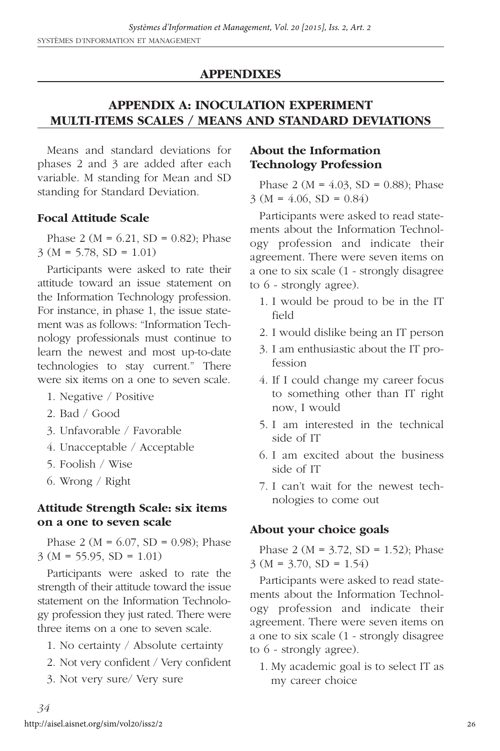# APPENDIXES

## APPENDIX A: INOCULATION EXPERIMENT MULTI-ITEMS SCALES / MEANS AND STANDARD DEVIATIONS

Means and standard deviations for phases 2 and 3 are added after each variable. M standing for Mean and SD standing for Standard Deviation.

### Focal Attitude Scale

Phase 2 (M = 6.21, SD = 0.82); Phase 3 (M = 5.78, SD = 1.01)

Participants were asked to rate their attitude toward an issue statement on the Information Technology profession. For instance, in phase 1, the issue statement was as follows: "Information Technology professionals must continue to learn the newest and most up-to-date technologies to stay current." There were six items on a one to seven scale.

1. Negative / Positive
2. Bad / Good
3. Unfavorable / Favorable
4. Unacceptable / Acceptable
5. Foolish / Wise
6. Wrong / Right

### Attitude Strength Scale: six items on a one to seven scale

Phase 2 (M = 6.07, SD = 0.98); Phase 3 (M = 55.95, SD = 1.01)

Participants were asked to rate the strength of their attitude toward the issue statement on the Information Technology profession they just rated. There were three items on a one to seven scale.

1. No certainty / Absolute certainty
2. Not very confident / Very confident
3. Not very sure/ Very sure

### About the Information Technology Profession

Phase 2 (M = 4.03, SD = 0.88); Phase 3 (M = 4.06, SD = 0.84)

Participants were asked to read statements about the Information Technology profession and indicate their agreement. There were seven items on a one to six scale (1 - strongly disagree to 6 - strongly agree).

1. I would be proud to be in the IT field
2. I would dislike being an IT person
3. I am enthusiastic about the IT profession
4. If I could change my career focus to something other than IT right now, I would
5. I am interested in the technical side of IT
6. I am excited about the business side of IT
7. I can't wait for the newest technologies to come out

### About your choice goals

Phase 2 (M = 3.72, SD = 1.52); Phase 3 (M = 3.70, SD = 1.54)

Participants were asked to read statements about the Information Technology profession and indicate their agreement. There were seven items on a one to six scale (1 - strongly disagree to 6 - strongly agree).

1. My academic goal is to select IT as my career choice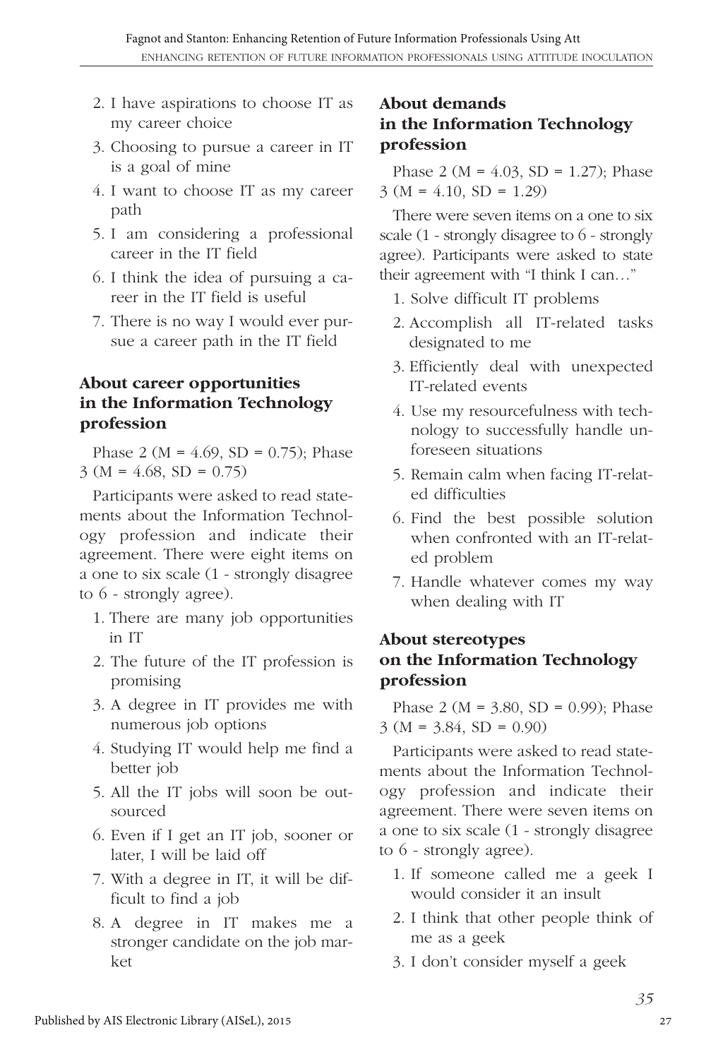2. I have aspirations to choose IT as my career choice
3. Choosing to pursue a career in IT is a goal of mine
4. I want to choose IT as my career path
5. I am considering a professional career in the IT field
6. I think the idea of pursuing a career in the IT field is useful
7. There is no way I would ever pursue a career path in the IT field

### About career opportunities in the Information Technology profession

Phase 2 (M = 4.69, SD = 0.75); Phase 3 (M = 4.68, SD = 0.75)

Participants were asked to read statements about the Information Technology profession and indicate their agreement. There were eight items on a one to six scale (1 - strongly disagree to 6 - strongly agree).

1. There are many job opportunities in IT
2. The future of the IT profession is promising
3. A degree in IT provides me with numerous job options
4. Studying IT would help me find a better job
5. All the IT jobs will soon be outsourced
6. Even if I get an IT job, sooner or later, I will be laid off
7. With a degree in IT, it will be difficult to find a job
8. A degree in IT makes me a stronger candidate on the job market

### About demands in the Information Technology profession

Phase 2 (M = 4.03, SD = 1.27); Phase 3 (M = 4.10, SD = 1.29)

There were seven items on a one to six scale (1 - strongly disagree to 6 - strongly agree). Participants were asked to state their agreement with "I think I can…"

1. Solve difficult IT problems
2. Accomplish all IT-related tasks designated to me
3. Efficiently deal with unexpected IT-related events
4. Use my resourcefulness with technology to successfully handle unforeseen situations
5. Remain calm when facing IT-related difficulties
6. Find the best possible solution when confronted with an IT-related problem
7. Handle whatever comes my way when dealing with IT

### About stereotypes on the Information Technology profession

Phase 2 (M = 3.80, SD = 0.99); Phase 3 (M = 3.84, SD = 0.90)

Participants were asked to read statements about the Information Technology profession and indicate their agreement. There were seven items on a one to six scale (1 - strongly disagree to 6 - strongly agree).

1. If someone called me a geek I would consider it an insult
2. I think that other people think of me as a geek
3. I don't consider myself a geek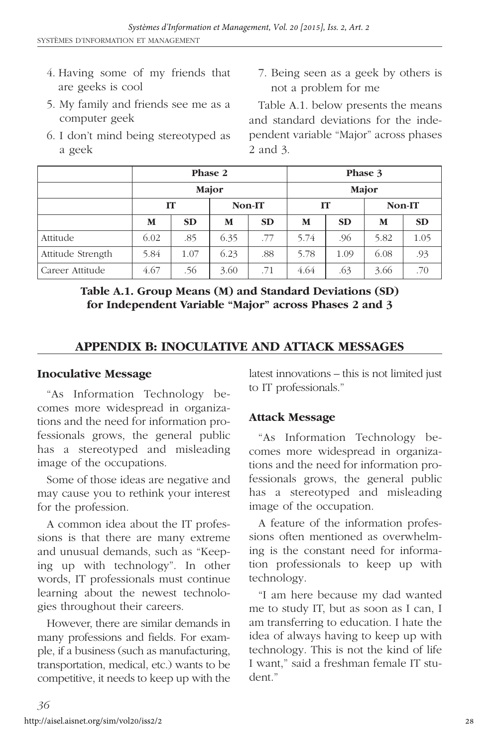4. Having some of my friends that are geeks is cool
5. My family and friends see me as a computer geek
6. I don't mind being stereotyped as a geek
7. Being seen as a geek by others is not a problem for me

Table A.1. below presents the means and standard deviations for the independent variable "Major" across phases 2 and 3.

| | Phase 2 | | | | Phase 3 | | | |
|---|---|---|---|---|---|---|---|---|
| | Major | | | | Major | | | |
| | IT | | Non-IT | | IT | | Non-IT | |
| | M | SD | M | SD | M | SD | M | SD |
| Attitude | 6.02 | .85 | 6.35 | .77 | 5.74 | .96 | 5.82 | 1.05 |
| Attitude Strength | 5.84 | 1.07 | 6.23 | .88 | 5.78 | 1.09 | 6.08 | .93 |
| Career Attitude | 4.67 | .56 | 3.60 | .71 | 4.64 | .63 | 3.66 | .70 |

**Table A.1. Group Means (M) and Standard Deviations (SD) for Independent Variable "Major" across Phases 2 and 3**

## APPENDIX B: INOCULATIVE AND ATTACK MESSAGES

### Inoculative Message

"As Information Technology becomes more widespread in organizations and the need for information professionals grows, the general public has a stereotyped and misleading image of the occupations.

Some of those ideas are negative and may cause you to rethink your interest for the profession.

A common idea about the IT professions is that there are many extreme and unusual demands, such as "Keeping up with technology". In other words, IT professionals must continue learning about the newest technologies throughout their careers.

However, there are similar demands in many professions and fields. For example, if a business (such as manufacturing, transportation, medical, etc.) wants to be competitive, it needs to keep up with the latest innovations – this is not limited just to IT professionals."

### Attack Message

"As Information Technology becomes more widespread in organizations and the need for information professionals grows, the general public has a stereotyped and misleading image of the occupation.

A feature of the information professions often mentioned as overwhelming is the constant need for information professionals to keep up with technology.

"I am here because my dad wanted me to study IT, but as soon as I can, I am transferring to education. I hate the idea of always having to keep up with technology. This is not the kind of life I want," said a freshman female IT student."